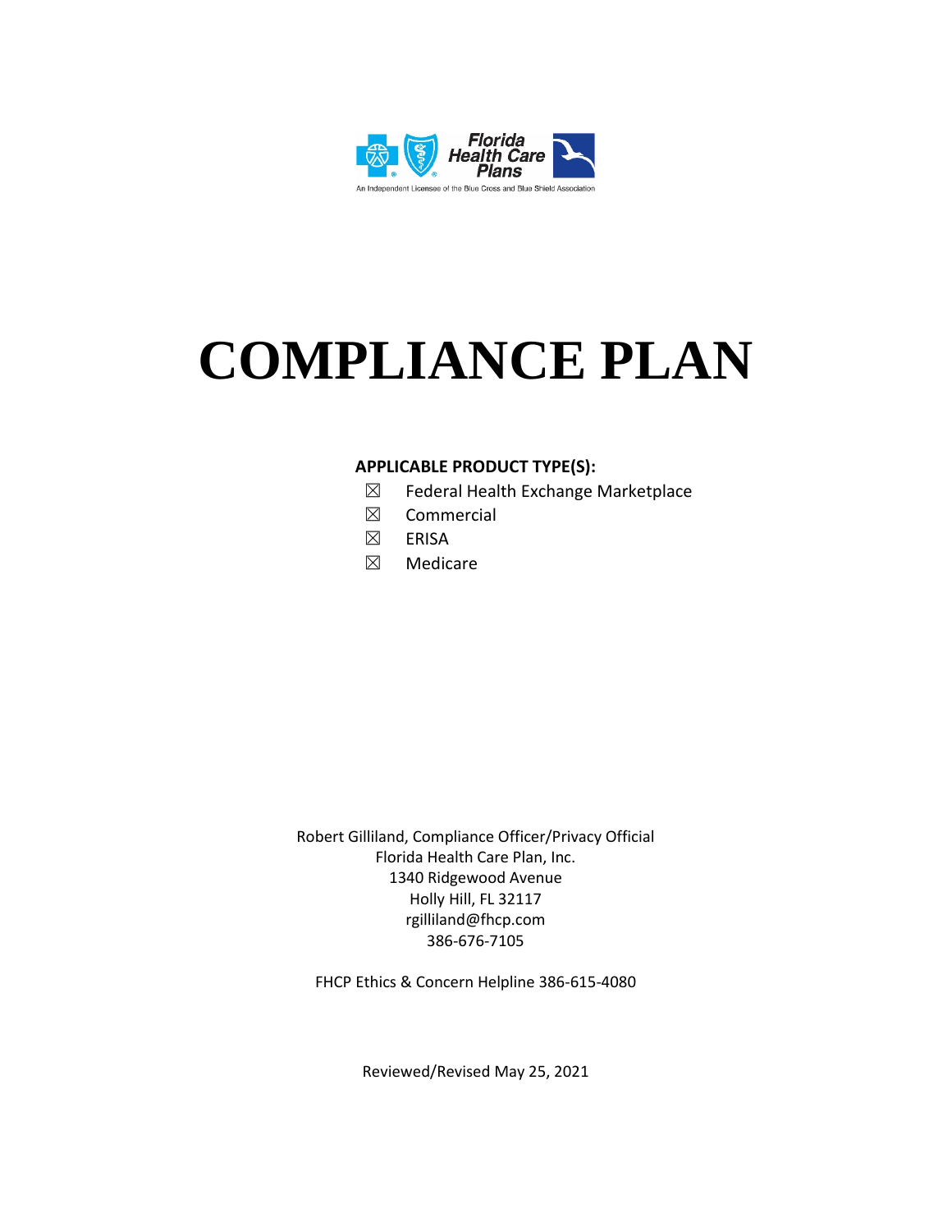Florida Health Care Plans

An Independent Licensee of the Blue Cross and Blue Shield Association

# COMPLIANCE PLAN

**APPLICABLE PRODUCT TYPE(S):**

- ☒ Federal Health Exchange Marketplace
- ☒ Commercial
- ☒ ERISA
- ☒ Medicare

Robert Gilliland, Compliance Officer/Privacy Official
Florida Health Care Plan, Inc.
1340 Ridgewood Avenue
Holly Hill, FL 32117
rgilliland@fhcp.com
386-676-7105

FHCP Ethics & Concern Helpline 386-615-4080

Reviewed/Revised May 25, 2021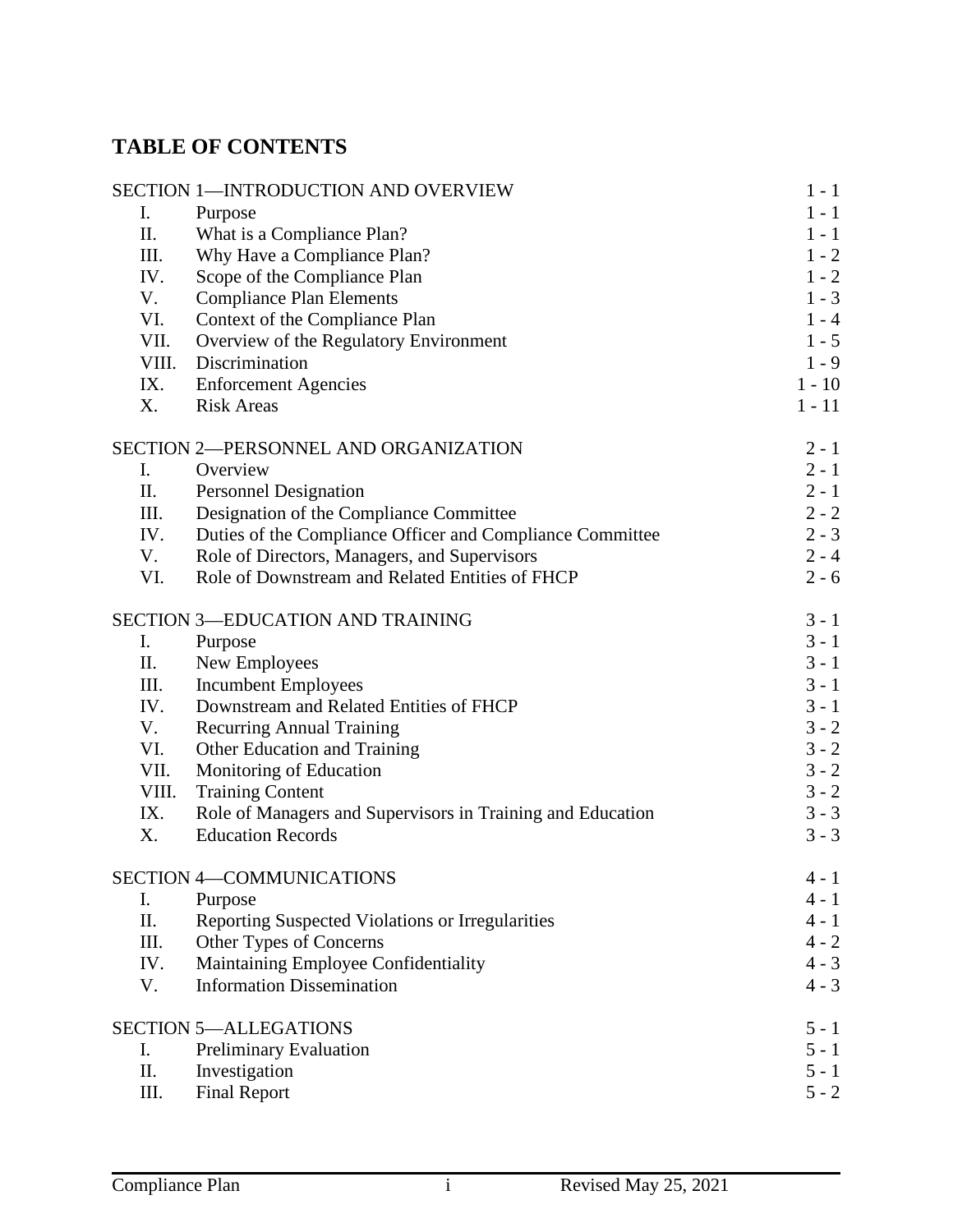# TABLE OF CONTENTS

| | | |
|---|---|---|
| SECTION 1—INTRODUCTION AND OVERVIEW | | 1 - 1 |
| I. | Purpose | 1 - 1 |
| II. | What is a Compliance Plan? | 1 - 1 |
| III. | Why Have a Compliance Plan? | 1 - 2 |
| IV. | Scope of the Compliance Plan | 1 - 2 |
| V. | Compliance Plan Elements | 1 - 3 |
| VI. | Context of the Compliance Plan | 1 - 4 |
| VII. | Overview of the Regulatory Environment | 1 - 5 |
| VIII. | Discrimination | 1 - 9 |
| IX. | Enforcement Agencies | 1 - 10 |
| X. | Risk Areas | 1 - 11 |
| SECTION 2—PERSONNEL AND ORGANIZATION | | 2 - 1 |
| I. | Overview | 2 - 1 |
| II. | Personnel Designation | 2 - 1 |
| III. | Designation of the Compliance Committee | 2 - 2 |
| IV. | Duties of the Compliance Officer and Compliance Committee | 2 - 3 |
| V. | Role of Directors, Managers, and Supervisors | 2 - 4 |
| VI. | Role of Downstream and Related Entities of FHCP | 2 - 6 |
| SECTION 3—EDUCATION AND TRAINING | | 3 - 1 |
| I. | Purpose | 3 - 1 |
| II. | New Employees | 3 - 1 |
| III. | Incumbent Employees | 3 - 1 |
| IV. | Downstream and Related Entities of FHCP | 3 - 1 |
| V. | Recurring Annual Training | 3 - 2 |
| VI. | Other Education and Training | 3 - 2 |
| VII. | Monitoring of Education | 3 - 2 |
| VIII. | Training Content | 3 - 2 |
| IX. | Role of Managers and Supervisors in Training and Education | 3 - 3 |
| X. | Education Records | 3 - 3 |
| SECTION 4—COMMUNICATIONS | | 4 - 1 |
| I. | Purpose | 4 - 1 |
| II. | Reporting Suspected Violations or Irregularities | 4 - 1 |
| III. | Other Types of Concerns | 4 - 2 |
| IV. | Maintaining Employee Confidentiality | 4 - 3 |
| V. | Information Dissemination | 4 - 3 |
| SECTION 5—ALLEGATIONS | | 5 - 1 |
| I. | Preliminary Evaluation | 5 - 1 |
| II. | Investigation | 5 - 1 |
| III. | Final Report | 5 - 2 |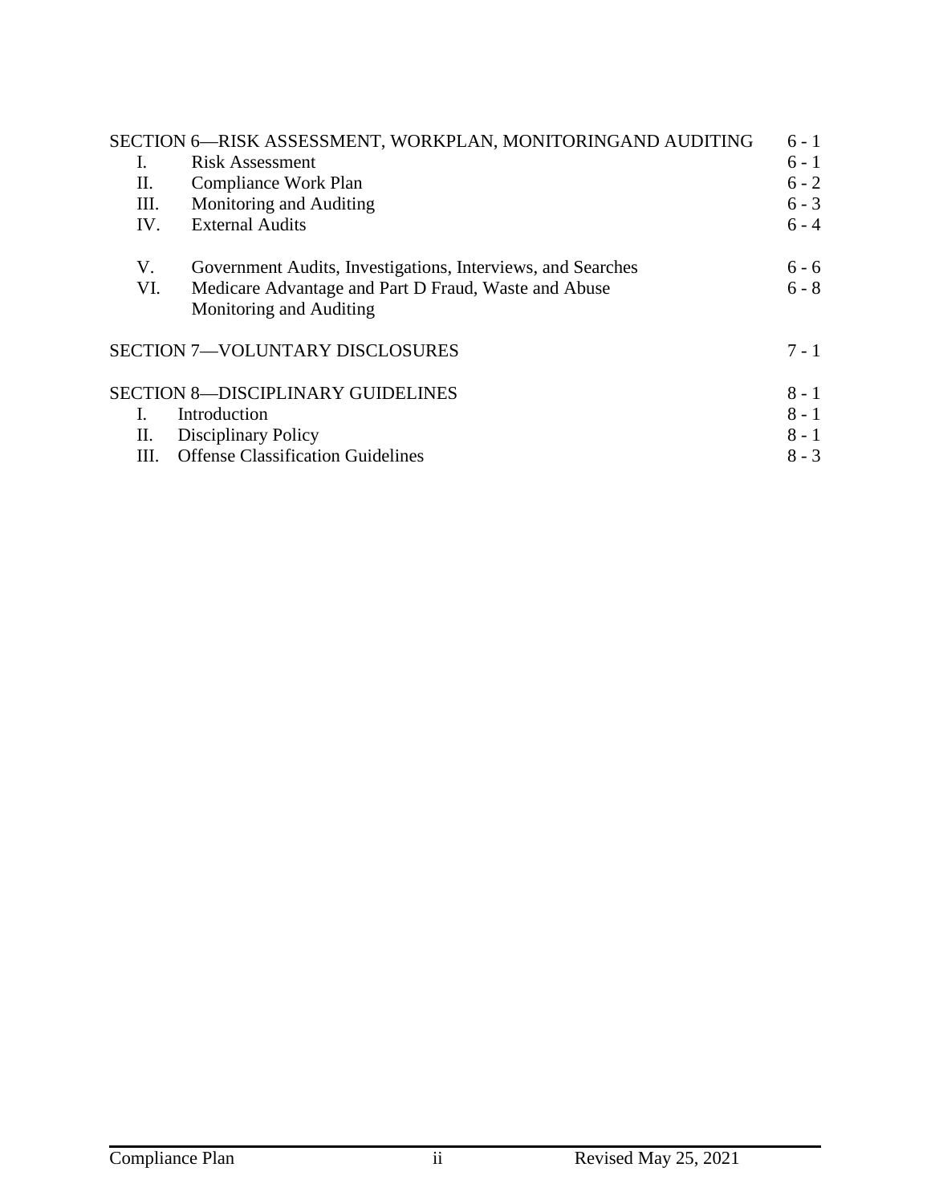| | | |
|---|---|---|
| SECTION 6—RISK ASSESSMENT, WORKPLAN, MONITORINGAND AUDITING | | 6 - 1 |
| I. | Risk Assessment | 6 - 1 |
| II. | Compliance Work Plan | 6 - 2 |
| III. | Monitoring and Auditing | 6 - 3 |
| IV. | External Audits | 6 - 4 |
| V. | Government Audits, Investigations, Interviews, and Searches | 6 - 6 |
| VI. | Medicare Advantage and Part D Fraud, Waste and Abuse Monitoring and Auditing | 6 - 8 |
| SECTION 7—VOLUNTARY DISCLOSURES | | 7 - 1 |
| SECTION 8—DISCIPLINARY GUIDELINES | | 8 - 1 |
| I. | Introduction | 8 - 1 |
| II. | Disciplinary Policy | 8 - 1 |
| III. | Offense Classification Guidelines | 8 - 3 |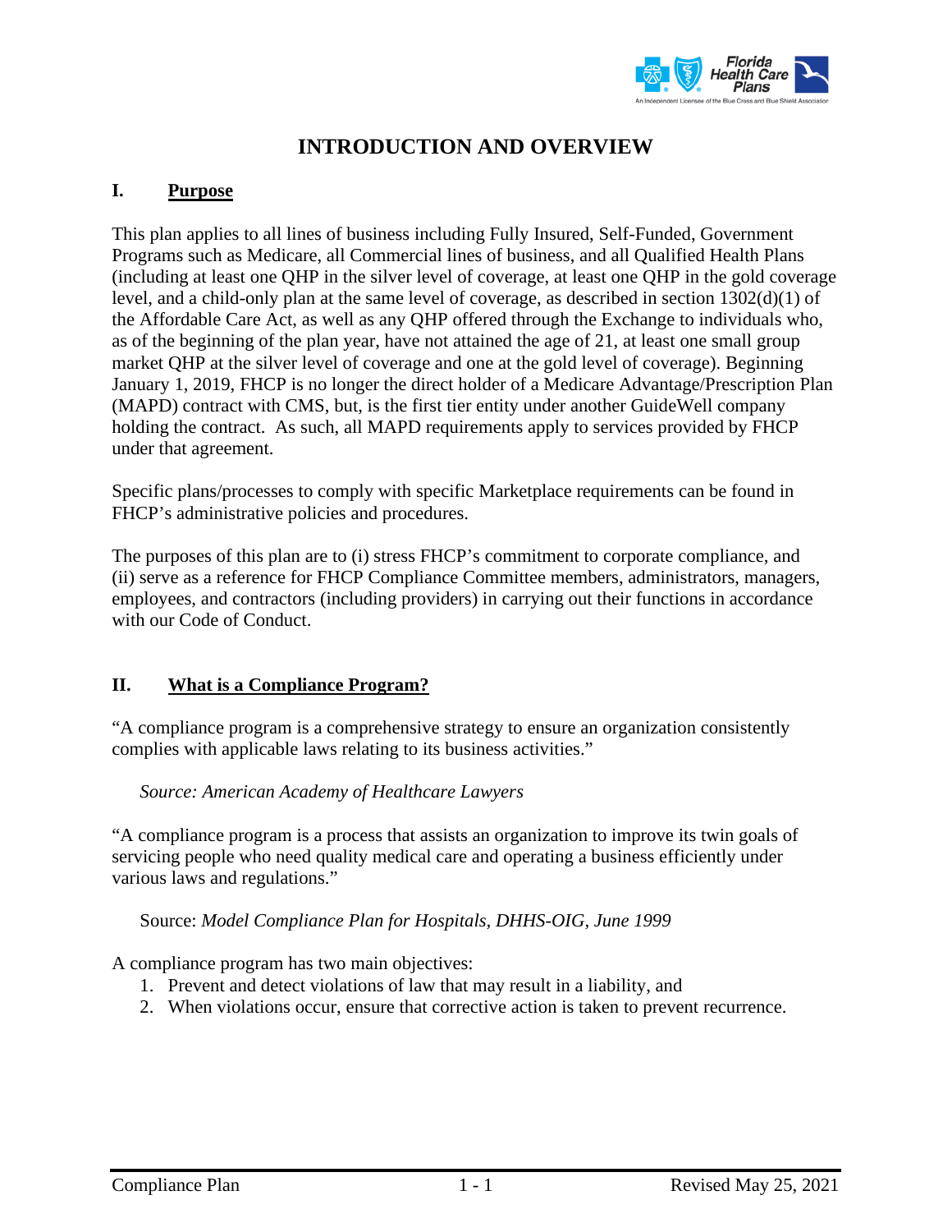# INTRODUCTION AND OVERVIEW

## I. Purpose

This plan applies to all lines of business including Fully Insured, Self-Funded, Government Programs such as Medicare, all Commercial lines of business, and all Qualified Health Plans (including at least one QHP in the silver level of coverage, at least one QHP in the gold coverage level, and a child-only plan at the same level of coverage, as described in section 1302(d)(1) of the Affordable Care Act, as well as any QHP offered through the Exchange to individuals who, as of the beginning of the plan year, have not attained the age of 21, at least one small group market QHP at the silver level of coverage and one at the gold level of coverage). Beginning January 1, 2019, FHCP is no longer the direct holder of a Medicare Advantage/Prescription Plan (MAPD) contract with CMS, but, is the first tier entity under another GuideWell company holding the contract. As such, all MAPD requirements apply to services provided by FHCP under that agreement.

Specific plans/processes to comply with specific Marketplace requirements can be found in FHCP's administrative policies and procedures.

The purposes of this plan are to (i) stress FHCP's commitment to corporate compliance, and (ii) serve as a reference for FHCP Compliance Committee members, administrators, managers, employees, and contractors (including providers) in carrying out their functions in accordance with our Code of Conduct.

## II. What is a Compliance Program?

"A compliance program is a comprehensive strategy to ensure an organization consistently complies with applicable laws relating to its business activities."

*Source: American Academy of Healthcare Lawyers*

"A compliance program is a process that assists an organization to improve its twin goals of servicing people who need quality medical care and operating a business efficiently under various laws and regulations."

Source: *Model Compliance Plan for Hospitals, DHHS-OIG, June 1999*

A compliance program has two main objectives:

1. Prevent and detect violations of law that may result in a liability, and
2. When violations occur, ensure that corrective action is taken to prevent recurrence.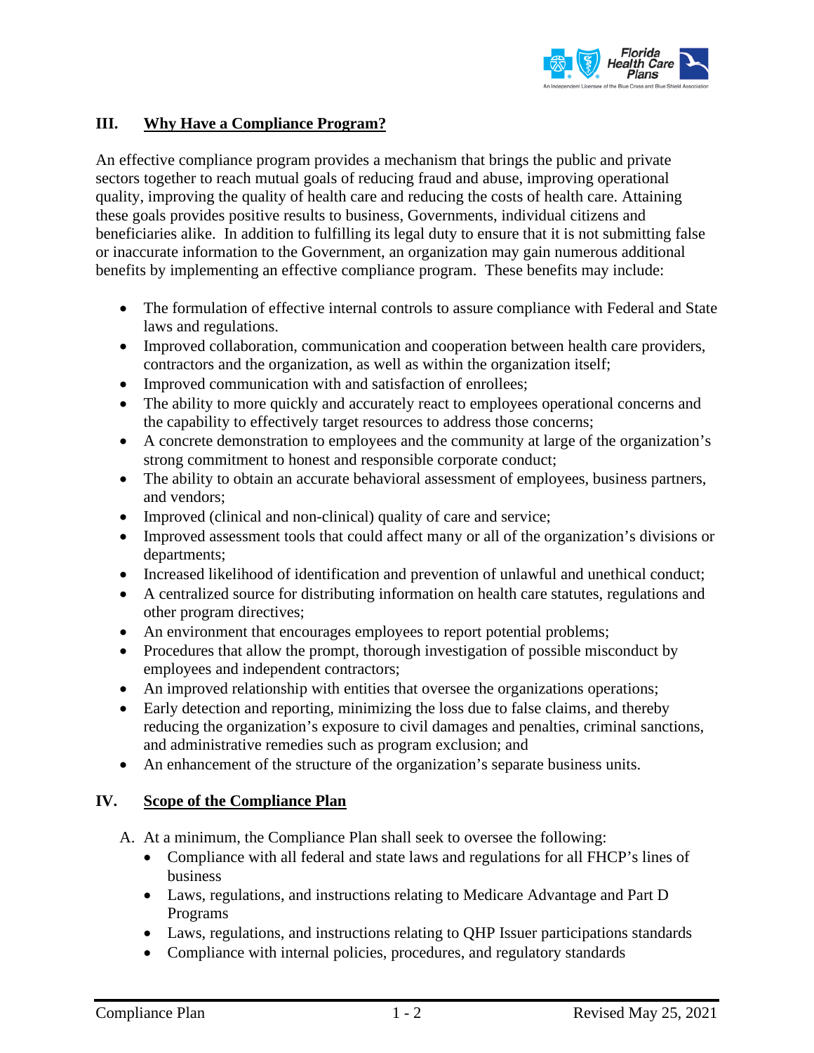## III. Why Have a Compliance Program?

An effective compliance program provides a mechanism that brings the public and private sectors together to reach mutual goals of reducing fraud and abuse, improving operational quality, improving the quality of health care and reducing the costs of health care. Attaining these goals provides positive results to business, Governments, individual citizens and beneficiaries alike. In addition to fulfilling its legal duty to ensure that it is not submitting false or inaccurate information to the Government, an organization may gain numerous additional benefits by implementing an effective compliance program. These benefits may include:

- The formulation of effective internal controls to assure compliance with Federal and State laws and regulations.
- Improved collaboration, communication and cooperation between health care providers, contractors and the organization, as well as within the organization itself;
- Improved communication with and satisfaction of enrollees;
- The ability to more quickly and accurately react to employees operational concerns and the capability to effectively target resources to address those concerns;
- A concrete demonstration to employees and the community at large of the organization's strong commitment to honest and responsible corporate conduct;
- The ability to obtain an accurate behavioral assessment of employees, business partners, and vendors;
- Improved (clinical and non-clinical) quality of care and service;
- Improved assessment tools that could affect many or all of the organization's divisions or departments;
- Increased likelihood of identification and prevention of unlawful and unethical conduct;
- A centralized source for distributing information on health care statutes, regulations and other program directives;
- An environment that encourages employees to report potential problems;
- Procedures that allow the prompt, thorough investigation of possible misconduct by employees and independent contractors;
- An improved relationship with entities that oversee the organizations operations;
- Early detection and reporting, minimizing the loss due to false claims, and thereby reducing the organization's exposure to civil damages and penalties, criminal sanctions, and administrative remedies such as program exclusion; and
- An enhancement of the structure of the organization's separate business units.

## IV. Scope of the Compliance Plan

A. At a minimum, the Compliance Plan shall seek to oversee the following:
   - Compliance with all federal and state laws and regulations for all FHCP's lines of business
   - Laws, regulations, and instructions relating to Medicare Advantage and Part D Programs
   - Laws, regulations, and instructions relating to QHP Issuer participations standards
   - Compliance with internal policies, procedures, and regulatory standards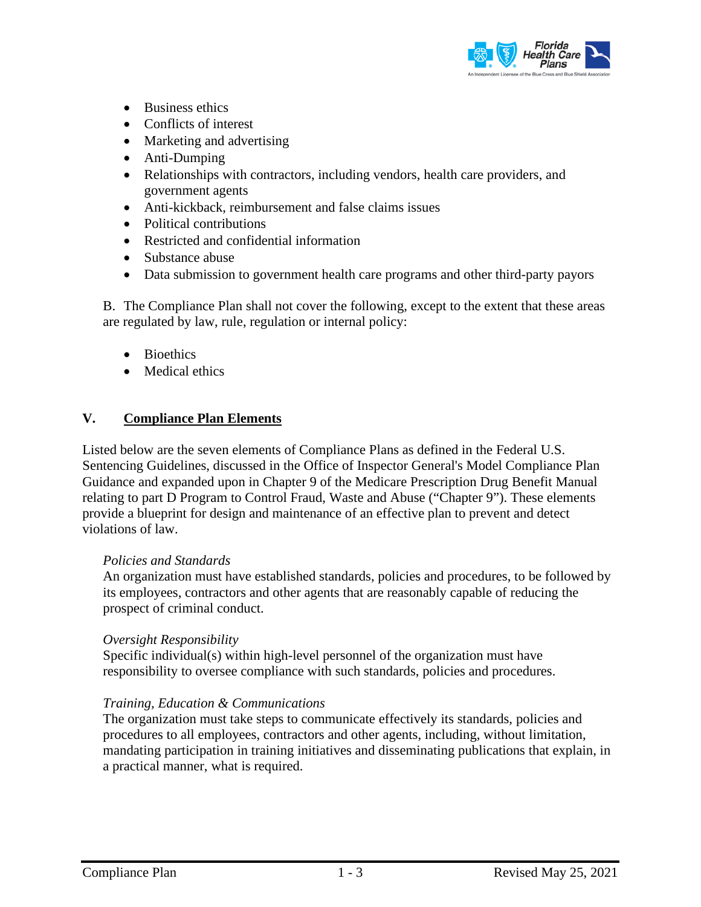- Business ethics
- Conflicts of interest
- Marketing and advertising
- Anti-Dumping
- Relationships with contractors, including vendors, health care providers, and government agents
- Anti-kickback, reimbursement and false claims issues
- Political contributions
- Restricted and confidential information
- Substance abuse
- Data submission to government health care programs and other third-party payors

B. The Compliance Plan shall not cover the following, except to the extent that these areas are regulated by law, rule, regulation or internal policy:

- Bioethics
- Medical ethics

## V. <u>Compliance Plan Elements</u>

Listed below are the seven elements of Compliance Plans as defined in the Federal U.S. Sentencing Guidelines, discussed in the Office of Inspector General's Model Compliance Plan Guidance and expanded upon in Chapter 9 of the Medicare Prescription Drug Benefit Manual relating to part D Program to Control Fraud, Waste and Abuse ("Chapter 9"). These elements provide a blueprint for design and maintenance of an effective plan to prevent and detect violations of law.

*Policies and Standards*
An organization must have established standards, policies and procedures, to be followed by its employees, contractors and other agents that are reasonably capable of reducing the prospect of criminal conduct.

*Oversight Responsibility*
Specific individual(s) within high-level personnel of the organization must have responsibility to oversee compliance with such standards, policies and procedures.

*Training, Education & Communications*
The organization must take steps to communicate effectively its standards, policies and procedures to all employees, contractors and other agents, including, without limitation, mandating participation in training initiatives and disseminating publications that explain, in a practical manner, what is required.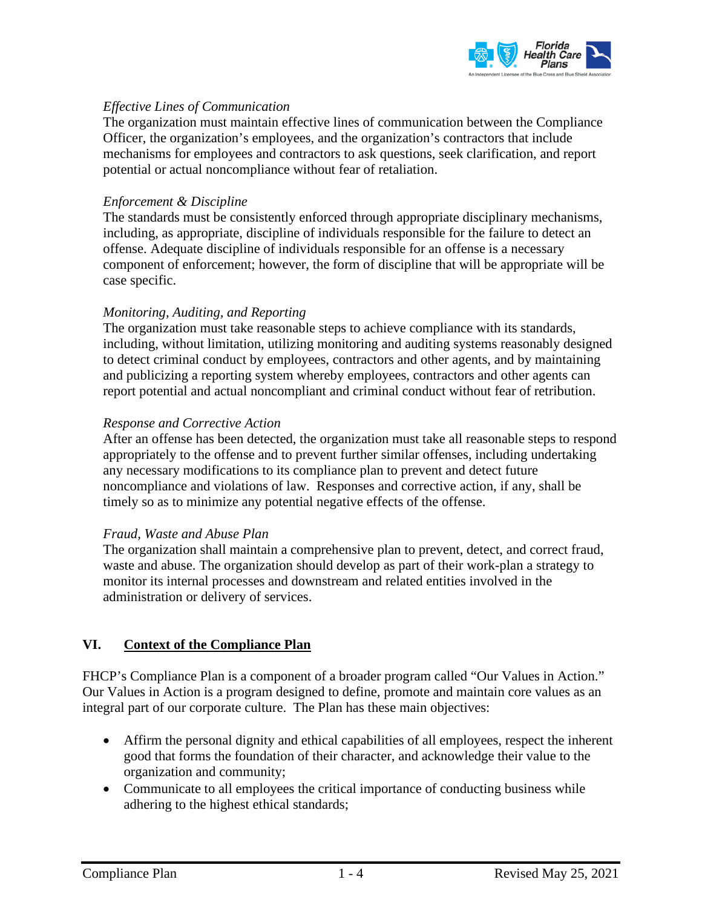*Effective Lines of Communication*

The organization must maintain effective lines of communication between the Compliance Officer, the organization's employees, and the organization's contractors that include mechanisms for employees and contractors to ask questions, seek clarification, and report potential or actual noncompliance without fear of retaliation.

*Enforcement & Discipline*

The standards must be consistently enforced through appropriate disciplinary mechanisms, including, as appropriate, discipline of individuals responsible for the failure to detect an offense. Adequate discipline of individuals responsible for an offense is a necessary component of enforcement; however, the form of discipline that will be appropriate will be case specific.

*Monitoring, Auditing, and Reporting*

The organization must take reasonable steps to achieve compliance with its standards, including, without limitation, utilizing monitoring and auditing systems reasonably designed to detect criminal conduct by employees, contractors and other agents, and by maintaining and publicizing a reporting system whereby employees, contractors and other agents can report potential and actual noncompliant and criminal conduct without fear of retribution.

*Response and Corrective Action*

After an offense has been detected, the organization must take all reasonable steps to respond appropriately to the offense and to prevent further similar offenses, including undertaking any necessary modifications to its compliance plan to prevent and detect future noncompliance and violations of law. Responses and corrective action, if any, shall be timely so as to minimize any potential negative effects of the offense.

*Fraud, Waste and Abuse Plan*

The organization shall maintain a comprehensive plan to prevent, detect, and correct fraud, waste and abuse. The organization should develop as part of their work-plan a strategy to monitor its internal processes and downstream and related entities involved in the administration or delivery of services.

## VI. Context of the Compliance Plan

FHCP's Compliance Plan is a component of a broader program called "Our Values in Action." Our Values in Action is a program designed to define, promote and maintain core values as an integral part of our corporate culture. The Plan has these main objectives:

- Affirm the personal dignity and ethical capabilities of all employees, respect the inherent good that forms the foundation of their character, and acknowledge their value to the organization and community;
- Communicate to all employees the critical importance of conducting business while adhering to the highest ethical standards;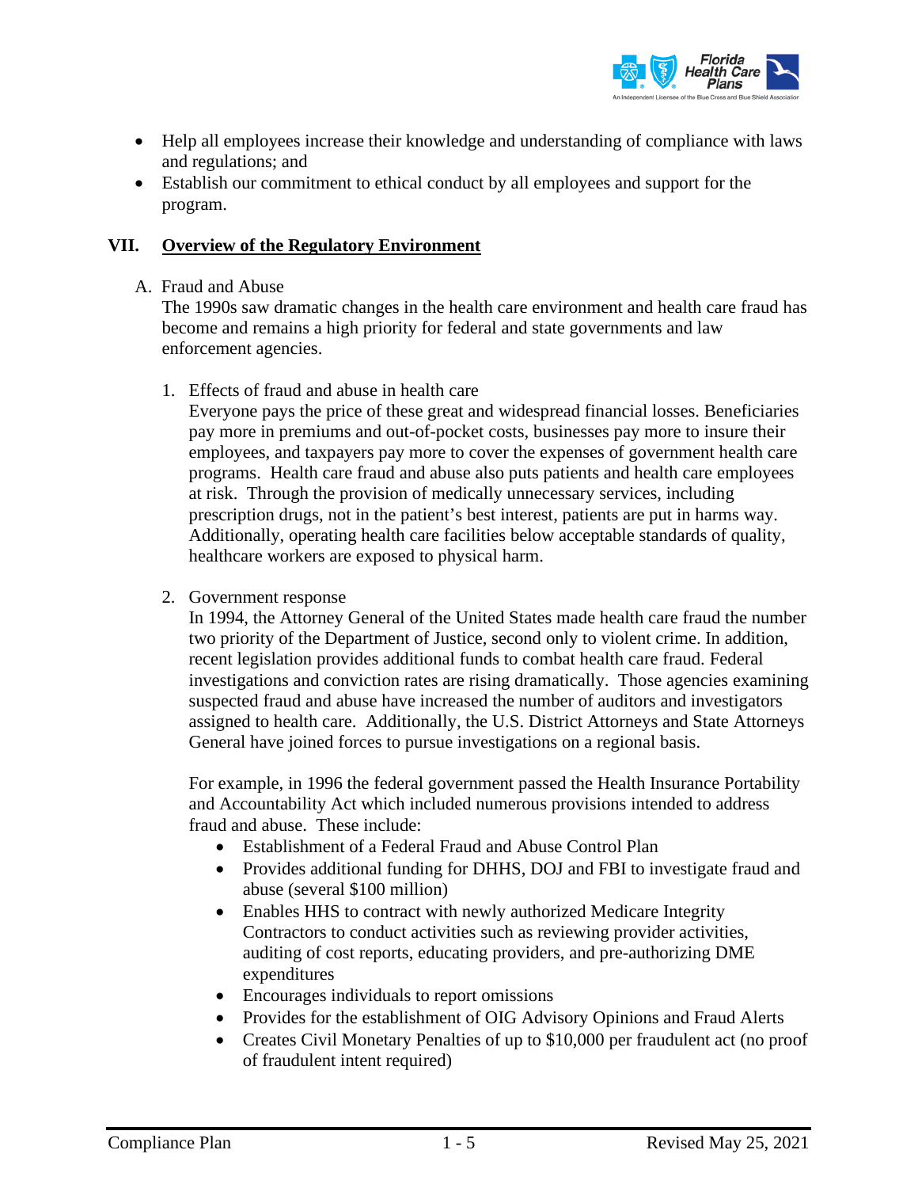- Help all employees increase their knowledge and understanding of compliance with laws and regulations; and
- Establish our commitment to ethical conduct by all employees and support for the program.

## VII. Overview of the Regulatory Environment

A. Fraud and Abuse

The 1990s saw dramatic changes in the health care environment and health care fraud has become and remains a high priority for federal and state governments and law enforcement agencies.

1. Effects of fraud and abuse in health care

   Everyone pays the price of these great and widespread financial losses. Beneficiaries pay more in premiums and out-of-pocket costs, businesses pay more to insure their employees, and taxpayers pay more to cover the expenses of government health care programs. Health care fraud and abuse also puts patients and health care employees at risk. Through the provision of medically unnecessary services, including prescription drugs, not in the patient's best interest, patients are put in harms way. Additionally, operating health care facilities below acceptable standards of quality, healthcare workers are exposed to physical harm.

2. Government response

   In 1994, the Attorney General of the United States made health care fraud the number two priority of the Department of Justice, second only to violent crime. In addition, recent legislation provides additional funds to combat health care fraud. Federal investigations and conviction rates are rising dramatically. Those agencies examining suspected fraud and abuse have increased the number of auditors and investigators assigned to health care. Additionally, the U.S. District Attorneys and State Attorneys General have joined forces to pursue investigations on a regional basis.

   For example, in 1996 the federal government passed the Health Insurance Portability and Accountability Act which included numerous provisions intended to address fraud and abuse. These include:

   - Establishment of a Federal Fraud and Abuse Control Plan
   - Provides additional funding for DHHS, DOJ and FBI to investigate fraud and abuse (several $100 million)
   - Enables HHS to contract with newly authorized Medicare Integrity Contractors to conduct activities such as reviewing provider activities, auditing of cost reports, educating providers, and pre-authorizing DME expenditures
   - Encourages individuals to report omissions
   - Provides for the establishment of OIG Advisory Opinions and Fraud Alerts
   - Creates Civil Monetary Penalties of up to $10,000 per fraudulent act (no proof of fraudulent intent required)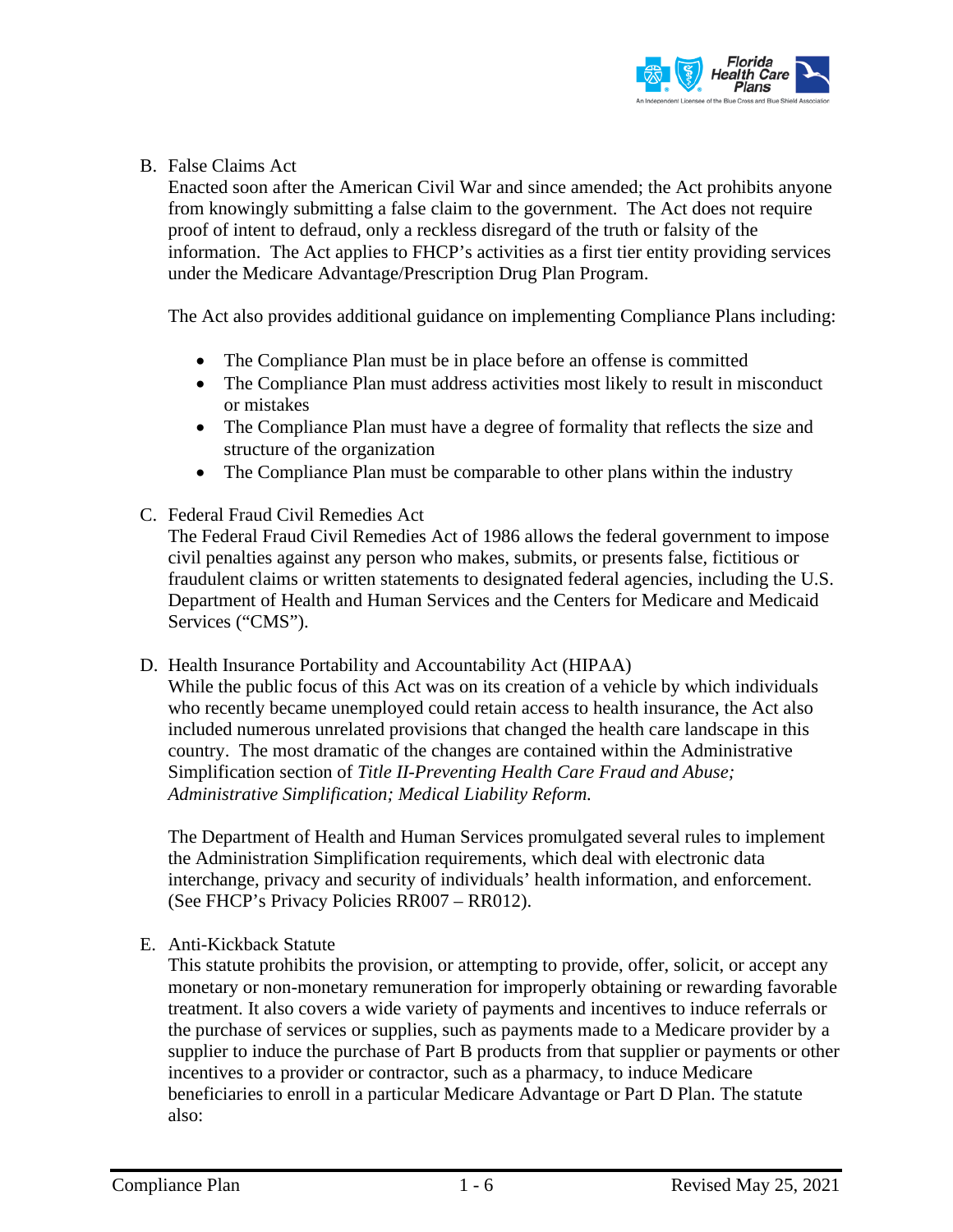B. False Claims Act

Enacted soon after the American Civil War and since amended; the Act prohibits anyone from knowingly submitting a false claim to the government. The Act does not require proof of intent to defraud, only a reckless disregard of the truth or falsity of the information. The Act applies to FHCP's activities as a first tier entity providing services under the Medicare Advantage/Prescription Drug Plan Program.

The Act also provides additional guidance on implementing Compliance Plans including:

- The Compliance Plan must be in place before an offense is committed
- The Compliance Plan must address activities most likely to result in misconduct or mistakes
- The Compliance Plan must have a degree of formality that reflects the size and structure of the organization
- The Compliance Plan must be comparable to other plans within the industry

C. Federal Fraud Civil Remedies Act

The Federal Fraud Civil Remedies Act of 1986 allows the federal government to impose civil penalties against any person who makes, submits, or presents false, fictitious or fraudulent claims or written statements to designated federal agencies, including the U.S. Department of Health and Human Services and the Centers for Medicare and Medicaid Services ("CMS").

D. Health Insurance Portability and Accountability Act (HIPAA)

While the public focus of this Act was on its creation of a vehicle by which individuals who recently became unemployed could retain access to health insurance, the Act also included numerous unrelated provisions that changed the health care landscape in this country. The most dramatic of the changes are contained within the Administrative Simplification section of *Title II-Preventing Health Care Fraud and Abuse; Administrative Simplification; Medical Liability Reform.*

The Department of Health and Human Services promulgated several rules to implement the Administration Simplification requirements, which deal with electronic data interchange, privacy and security of individuals' health information, and enforcement. (See FHCP's Privacy Policies RR007 – RR012).

E. Anti-Kickback Statute

This statute prohibits the provision, or attempting to provide, offer, solicit, or accept any monetary or non-monetary remuneration for improperly obtaining or rewarding favorable treatment. It also covers a wide variety of payments and incentives to induce referrals or the purchase of services or supplies, such as payments made to a Medicare provider by a supplier to induce the purchase of Part B products from that supplier or payments or other incentives to a provider or contractor, such as a pharmacy, to induce Medicare beneficiaries to enroll in a particular Medicare Advantage or Part D Plan. The statute also: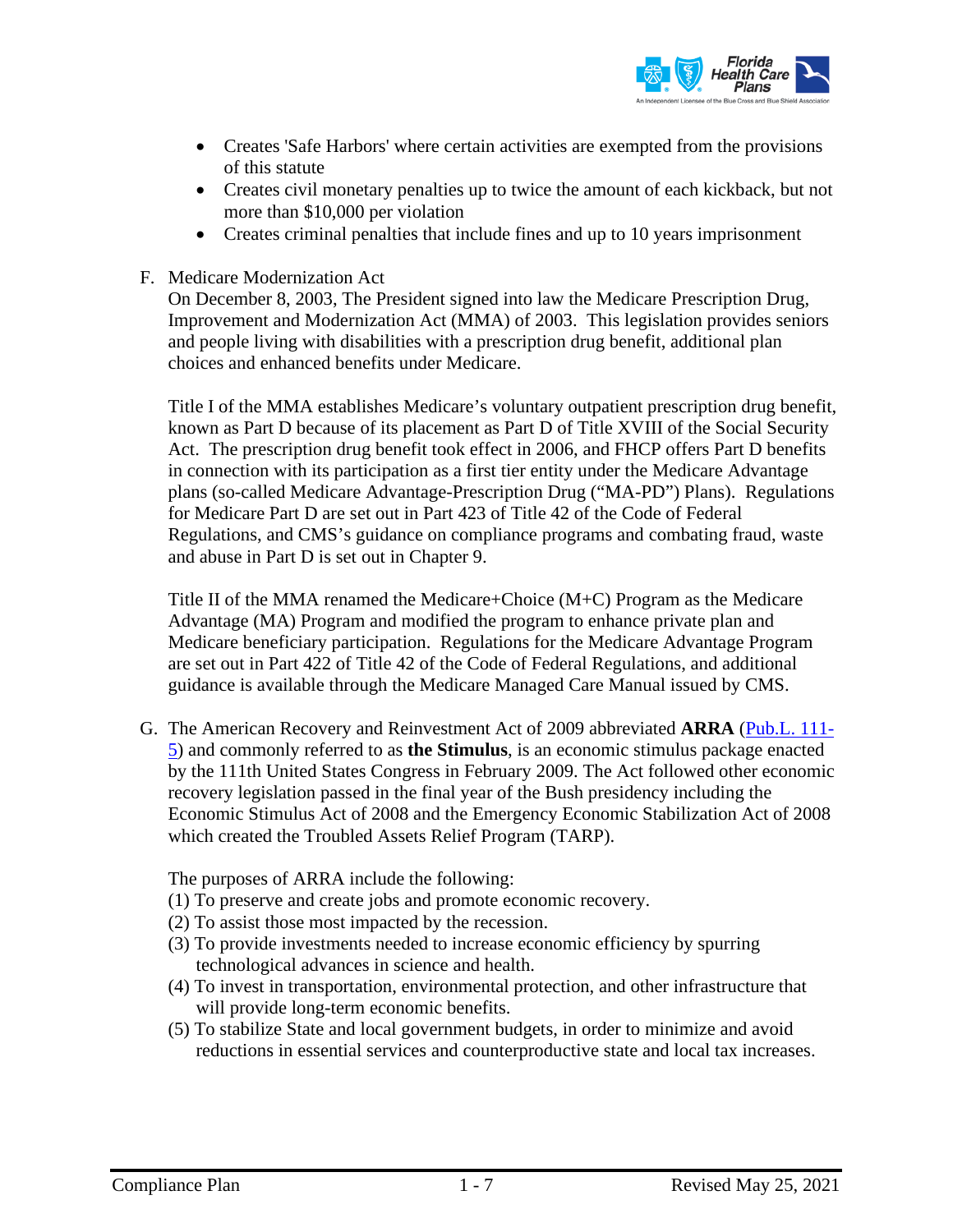- Creates 'Safe Harbors' where certain activities are exempted from the provisions of this statute
- Creates civil monetary penalties up to twice the amount of each kickback, but not more than $10,000 per violation
- Creates criminal penalties that include fines and up to 10 years imprisonment

F. Medicare Modernization Act

On December 8, 2003, The President signed into law the Medicare Prescription Drug, Improvement and Modernization Act (MMA) of 2003. This legislation provides seniors and people living with disabilities with a prescription drug benefit, additional plan choices and enhanced benefits under Medicare.

Title I of the MMA establishes Medicare's voluntary outpatient prescription drug benefit, known as Part D because of its placement as Part D of Title XVIII of the Social Security Act. The prescription drug benefit took effect in 2006, and FHCP offers Part D benefits in connection with its participation as a first tier entity under the Medicare Advantage plans (so-called Medicare Advantage-Prescription Drug ("MA-PD") Plans). Regulations for Medicare Part D are set out in Part 423 of Title 42 of the Code of Federal Regulations, and CMS's guidance on compliance programs and combating fraud, waste and abuse in Part D is set out in Chapter 9.

Title II of the MMA renamed the Medicare+Choice (M+C) Program as the Medicare Advantage (MA) Program and modified the program to enhance private plan and Medicare beneficiary participation. Regulations for the Medicare Advantage Program are set out in Part 422 of Title 42 of the Code of Federal Regulations, and additional guidance is available through the Medicare Managed Care Manual issued by CMS.

G. The American Recovery and Reinvestment Act of 2009 abbreviated **ARRA** (Pub.L. 111-5) and commonly referred to as **the Stimulus**, is an economic stimulus package enacted by the 111th United States Congress in February 2009. The Act followed other economic recovery legislation passed in the final year of the Bush presidency including the Economic Stimulus Act of 2008 and the Emergency Economic Stabilization Act of 2008 which created the Troubled Assets Relief Program (TARP).

The purposes of ARRA include the following:

(1) To preserve and create jobs and promote economic recovery.
(2) To assist those most impacted by the recession.
(3) To provide investments needed to increase economic efficiency by spurring technological advances in science and health.
(4) To invest in transportation, environmental protection, and other infrastructure that will provide long-term economic benefits.
(5) To stabilize State and local government budgets, in order to minimize and avoid reductions in essential services and counterproductive state and local tax increases.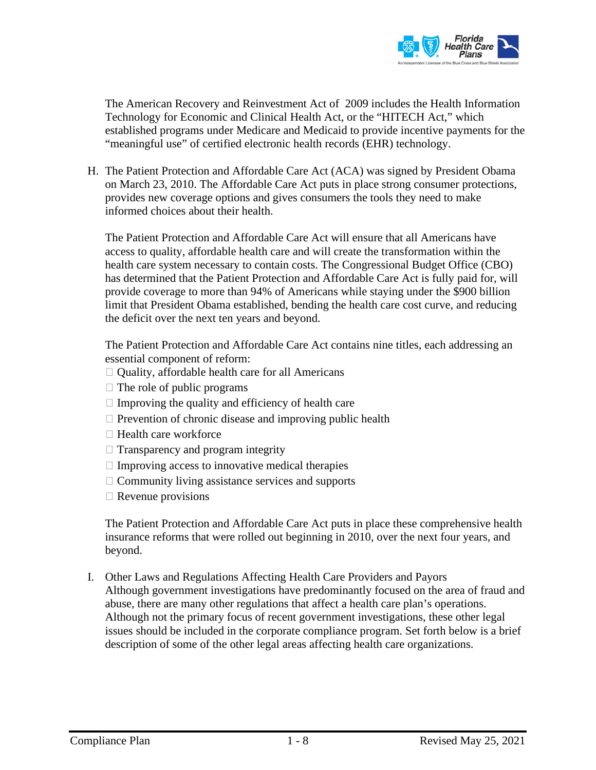The American Recovery and Reinvestment Act of 2009 includes the Health Information Technology for Economic and Clinical Health Act, or the "HITECH Act," which established programs under Medicare and Medicaid to provide incentive payments for the "meaningful use" of certified electronic health records (EHR) technology.

H. The Patient Protection and Affordable Care Act (ACA) was signed by President Obama on March 23, 2010. The Affordable Care Act puts in place strong consumer protections, provides new coverage options and gives consumers the tools they need to make informed choices about their health.

The Patient Protection and Affordable Care Act will ensure that all Americans have access to quality, affordable health care and will create the transformation within the health care system necessary to contain costs. The Congressional Budget Office (CBO) has determined that the Patient Protection and Affordable Care Act is fully paid for, will provide coverage to more than 94% of Americans while staying under the $900 billion limit that President Obama established, bending the health care cost curve, and reducing the deficit over the next ten years and beyond.

The Patient Protection and Affordable Care Act contains nine titles, each addressing an essential component of reform:

- Quality, affordable health care for all Americans
- The role of public programs
- Improving the quality and efficiency of health care
- Prevention of chronic disease and improving public health
- Health care workforce
- Transparency and program integrity
- Improving access to innovative medical therapies
- Community living assistance services and supports
- Revenue provisions

The Patient Protection and Affordable Care Act puts in place these comprehensive health insurance reforms that were rolled out beginning in 2010, over the next four years, and beyond.

I. Other Laws and Regulations Affecting Health Care Providers and Payors
Although government investigations have predominantly focused on the area of fraud and abuse, there are many other regulations that affect a health care plan's operations. Although not the primary focus of recent government investigations, these other legal issues should be included in the corporate compliance program. Set forth below is a brief description of some of the other legal areas affecting health care organizations.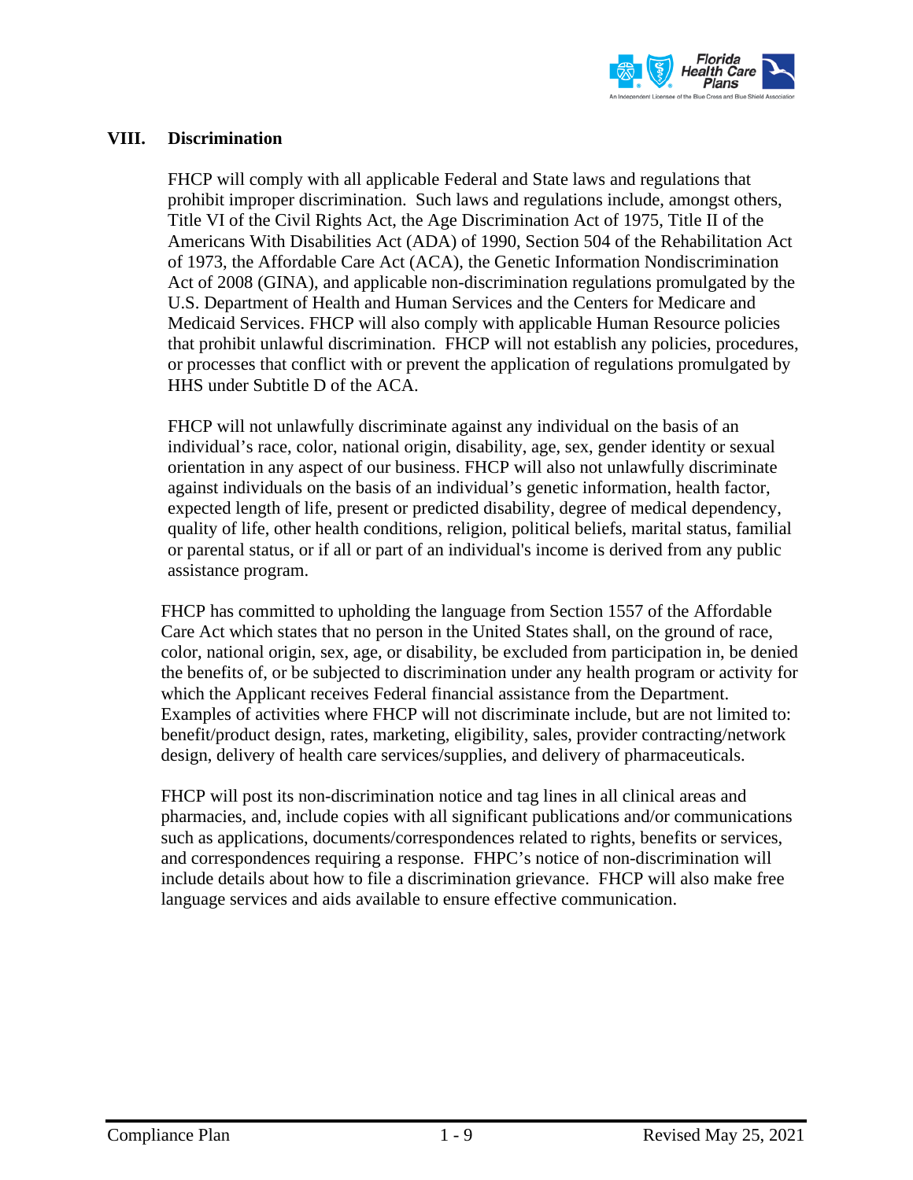## VIII. Discrimination

FHCP will comply with all applicable Federal and State laws and regulations that prohibit improper discrimination. Such laws and regulations include, amongst others, Title VI of the Civil Rights Act, the Age Discrimination Act of 1975, Title II of the Americans With Disabilities Act (ADA) of 1990, Section 504 of the Rehabilitation Act of 1973, the Affordable Care Act (ACA), the Genetic Information Nondiscrimination Act of 2008 (GINA), and applicable non-discrimination regulations promulgated by the U.S. Department of Health and Human Services and the Centers for Medicare and Medicaid Services. FHCP will also comply with applicable Human Resource policies that prohibit unlawful discrimination. FHCP will not establish any policies, procedures, or processes that conflict with or prevent the application of regulations promulgated by HHS under Subtitle D of the ACA.

FHCP will not unlawfully discriminate against any individual on the basis of an individual's race, color, national origin, disability, age, sex, gender identity or sexual orientation in any aspect of our business. FHCP will also not unlawfully discriminate against individuals on the basis of an individual's genetic information, health factor, expected length of life, present or predicted disability, degree of medical dependency, quality of life, other health conditions, religion, political beliefs, marital status, familial or parental status, or if all or part of an individual's income is derived from any public assistance program.

FHCP has committed to upholding the language from Section 1557 of the Affordable Care Act which states that no person in the United States shall, on the ground of race, color, national origin, sex, age, or disability, be excluded from participation in, be denied the benefits of, or be subjected to discrimination under any health program or activity for which the Applicant receives Federal financial assistance from the Department. Examples of activities where FHCP will not discriminate include, but are not limited to: benefit/product design, rates, marketing, eligibility, sales, provider contracting/network design, delivery of health care services/supplies, and delivery of pharmaceuticals.

FHCP will post its non-discrimination notice and tag lines in all clinical areas and pharmacies, and, include copies with all significant publications and/or communications such as applications, documents/correspondences related to rights, benefits or services, and correspondences requiring a response. FHPC's notice of non-discrimination will include details about how to file a discrimination grievance. FHCP will also make free language services and aids available to ensure effective communication.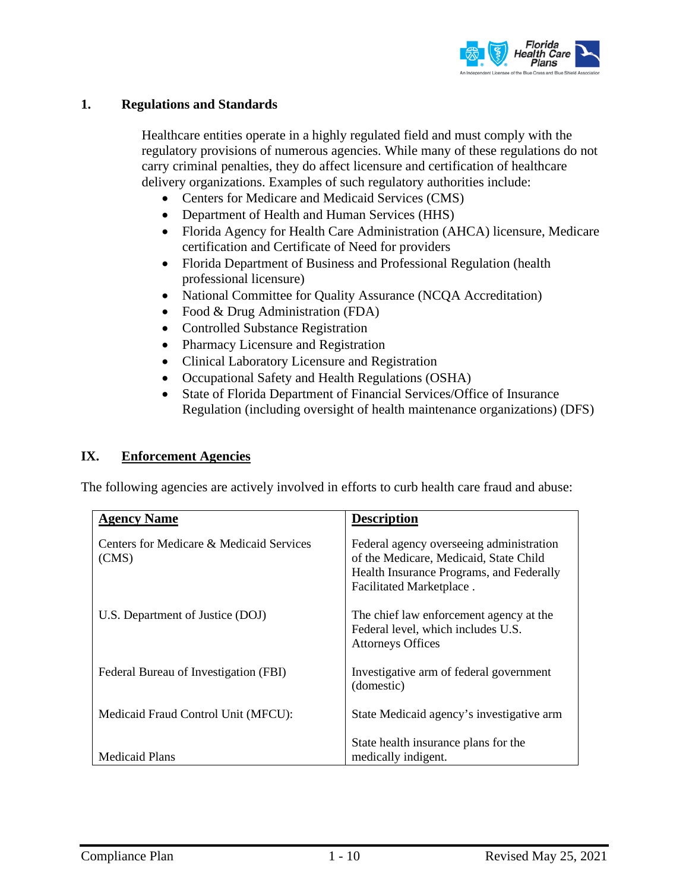## 1. Regulations and Standards

Healthcare entities operate in a highly regulated field and must comply with the regulatory provisions of numerous agencies. While many of these regulations do not carry criminal penalties, they do affect licensure and certification of healthcare delivery organizations. Examples of such regulatory authorities include:

- Centers for Medicare and Medicaid Services (CMS)
- Department of Health and Human Services (HHS)
- Florida Agency for Health Care Administration (AHCA) licensure, Medicare certification and Certificate of Need for providers
- Florida Department of Business and Professional Regulation (health professional licensure)
- National Committee for Quality Assurance (NCQA Accreditation)
- Food & Drug Administration (FDA)
- Controlled Substance Registration
- Pharmacy Licensure and Registration
- Clinical Laboratory Licensure and Registration
- Occupational Safety and Health Regulations (OSHA)
- State of Florida Department of Financial Services/Office of Insurance Regulation (including oversight of health maintenance organizations) (DFS)

## IX. Enforcement Agencies

The following agencies are actively involved in efforts to curb health care fraud and abuse:

| Agency Name | Description |
|---|---|
| Centers for Medicare & Medicaid Services (CMS) | Federal agency overseeing administration of the Medicare, Medicaid, State Child Health Insurance Programs, and Federally Facilitated Marketplace . |
| U.S. Department of Justice (DOJ) | The chief law enforcement agency at the Federal level, which includes U.S. Attorneys Offices |
| Federal Bureau of Investigation (FBI) | Investigative arm of federal government (domestic) |
| Medicaid Fraud Control Unit (MFCU): | State Medicaid agency's investigative arm |
| Medicaid Plans | State health insurance plans for the medically indigent. |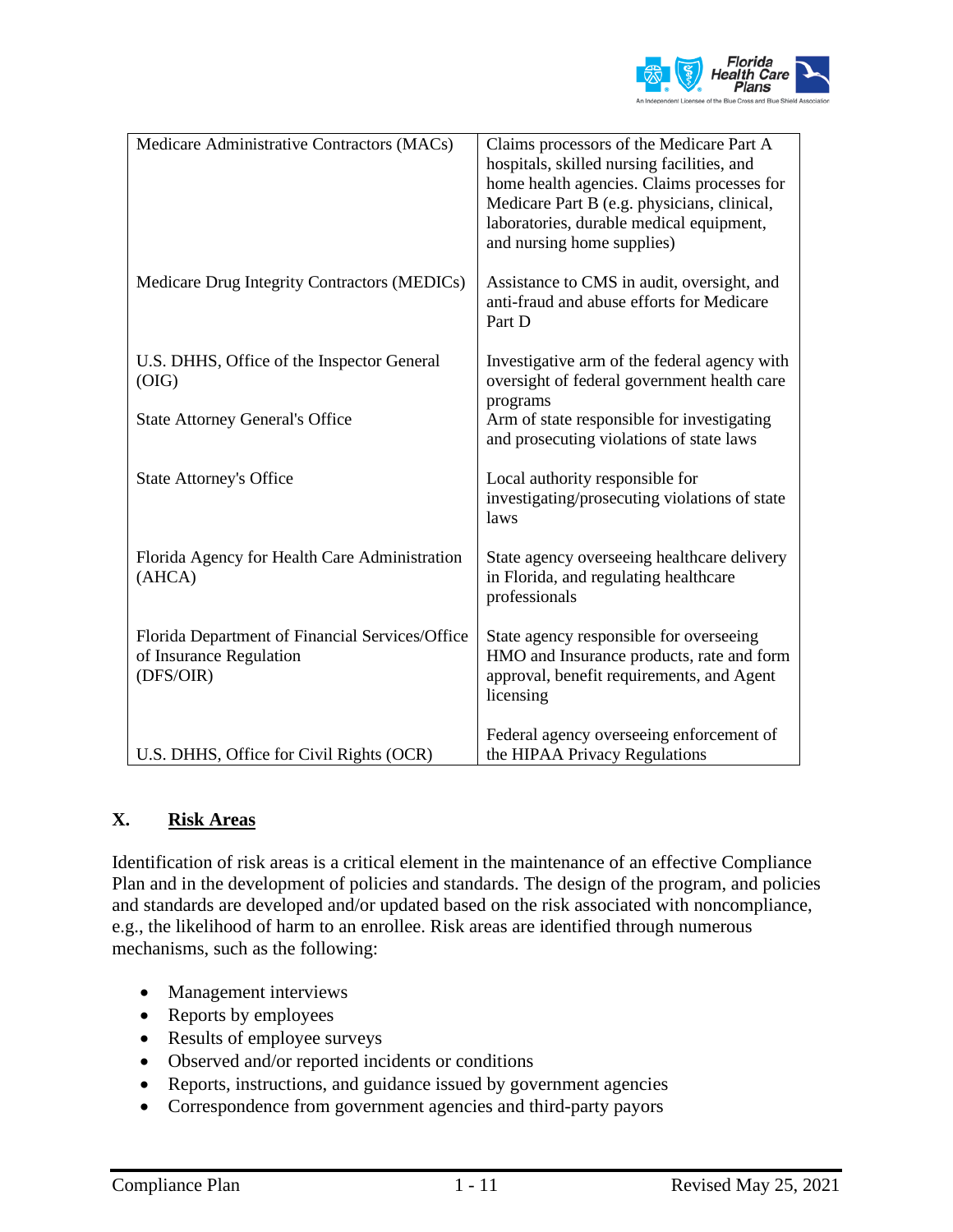| | |
|---|---|
| Medicare Administrative Contractors (MACs) | Claims processors of the Medicare Part A hospitals, skilled nursing facilities, and home health agencies. Claims processes for Medicare Part B (e.g. physicians, clinical, laboratories, durable medical equipment, and nursing home supplies) |
| Medicare Drug Integrity Contractors (MEDICs) | Assistance to CMS in audit, oversight, and anti-fraud and abuse efforts for Medicare Part D |
| U.S. DHHS, Office of the Inspector General (OIG) | Investigative arm of the federal agency with oversight of federal government health care programs |
| State Attorney General's Office | Arm of state responsible for investigating and prosecuting violations of state laws |
| State Attorney's Office | Local authority responsible for investigating/prosecuting violations of state laws |
| Florida Agency for Health Care Administration (AHCA) | State agency overseeing healthcare delivery in Florida, and regulating healthcare professionals |
| Florida Department of Financial Services/Office of Insurance Regulation (DFS/OIR) | State agency responsible for overseeing HMO and Insurance products, rate and form approval, benefit requirements, and Agent licensing |
| U.S. DHHS, Office for Civil Rights (OCR) | Federal agency overseeing enforcement of the HIPAA Privacy Regulations |

## X. Risk Areas

Identification of risk areas is a critical element in the maintenance of an effective Compliance Plan and in the development of policies and standards. The design of the program, and policies and standards are developed and/or updated based on the risk associated with noncompliance, e.g., the likelihood of harm to an enrollee. Risk areas are identified through numerous mechanisms, such as the following:

- Management interviews
- Reports by employees
- Results of employee surveys
- Observed and/or reported incidents or conditions
- Reports, instructions, and guidance issued by government agencies
- Correspondence from government agencies and third-party payors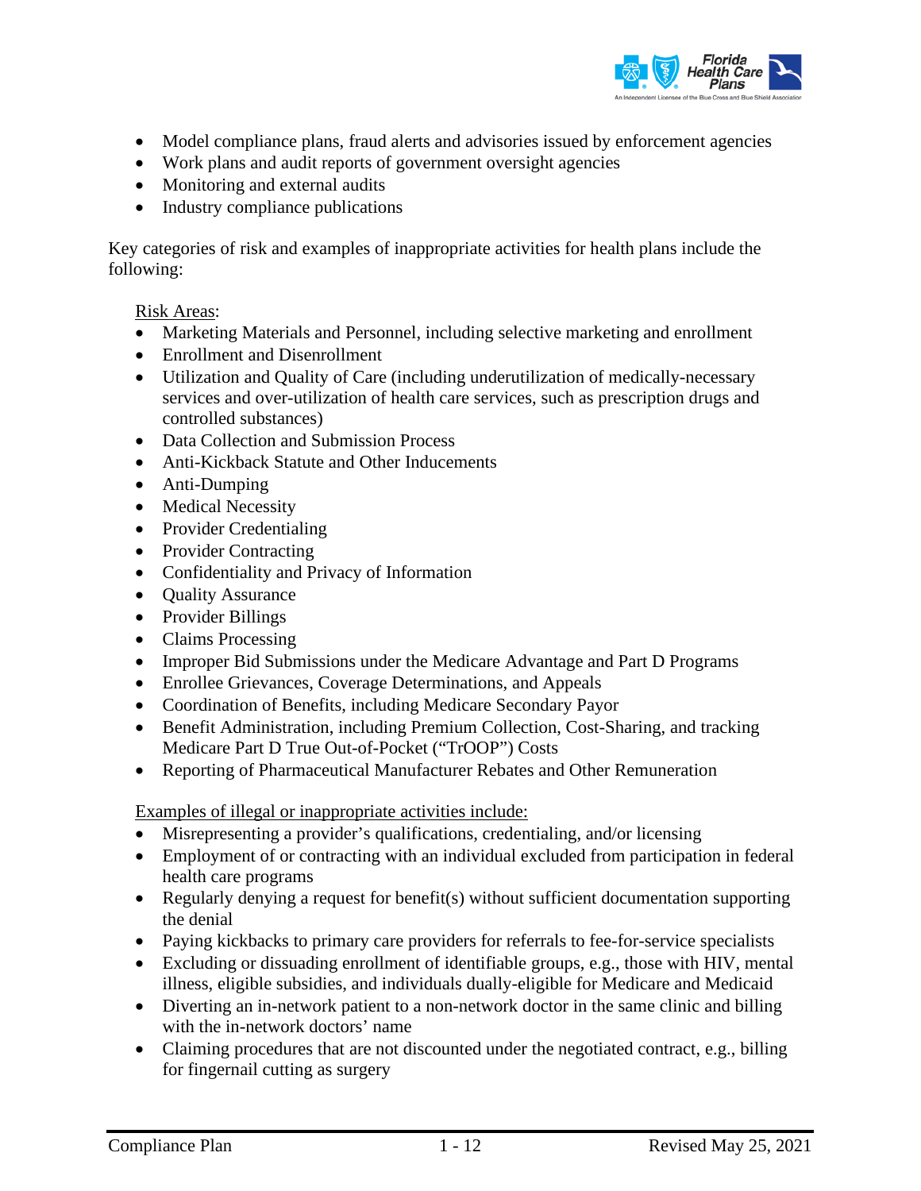- Model compliance plans, fraud alerts and advisories issued by enforcement agencies
- Work plans and audit reports of government oversight agencies
- Monitoring and external audits
- Industry compliance publications

Key categories of risk and examples of inappropriate activities for health plans include the following:

<u>Risk Areas</u>:

- Marketing Materials and Personnel, including selective marketing and enrollment
- Enrollment and Disenrollment
- Utilization and Quality of Care (including underutilization of medically-necessary services and over-utilization of health care services, such as prescription drugs and controlled substances)
- Data Collection and Submission Process
- Anti-Kickback Statute and Other Inducements
- Anti-Dumping
- Medical Necessity
- Provider Credentialing
- Provider Contracting
- Confidentiality and Privacy of Information
- Quality Assurance
- Provider Billings
- Claims Processing
- Improper Bid Submissions under the Medicare Advantage and Part D Programs
- Enrollee Grievances, Coverage Determinations, and Appeals
- Coordination of Benefits, including Medicare Secondary Payor
- Benefit Administration, including Premium Collection, Cost-Sharing, and tracking Medicare Part D True Out-of-Pocket ("TrOOP") Costs
- Reporting of Pharmaceutical Manufacturer Rebates and Other Remuneration

<u>Examples of illegal or inappropriate activities include:</u>

- Misrepresenting a provider's qualifications, credentialing, and/or licensing
- Employment of or contracting with an individual excluded from participation in federal health care programs
- Regularly denying a request for benefit(s) without sufficient documentation supporting the denial
- Paying kickbacks to primary care providers for referrals to fee-for-service specialists
- Excluding or dissuading enrollment of identifiable groups, e.g., those with HIV, mental illness, eligible subsidies, and individuals dually-eligible for Medicare and Medicaid
- Diverting an in-network patient to a non-network doctor in the same clinic and billing with the in-network doctors' name
- Claiming procedures that are not discounted under the negotiated contract, e.g., billing for fingernail cutting as surgery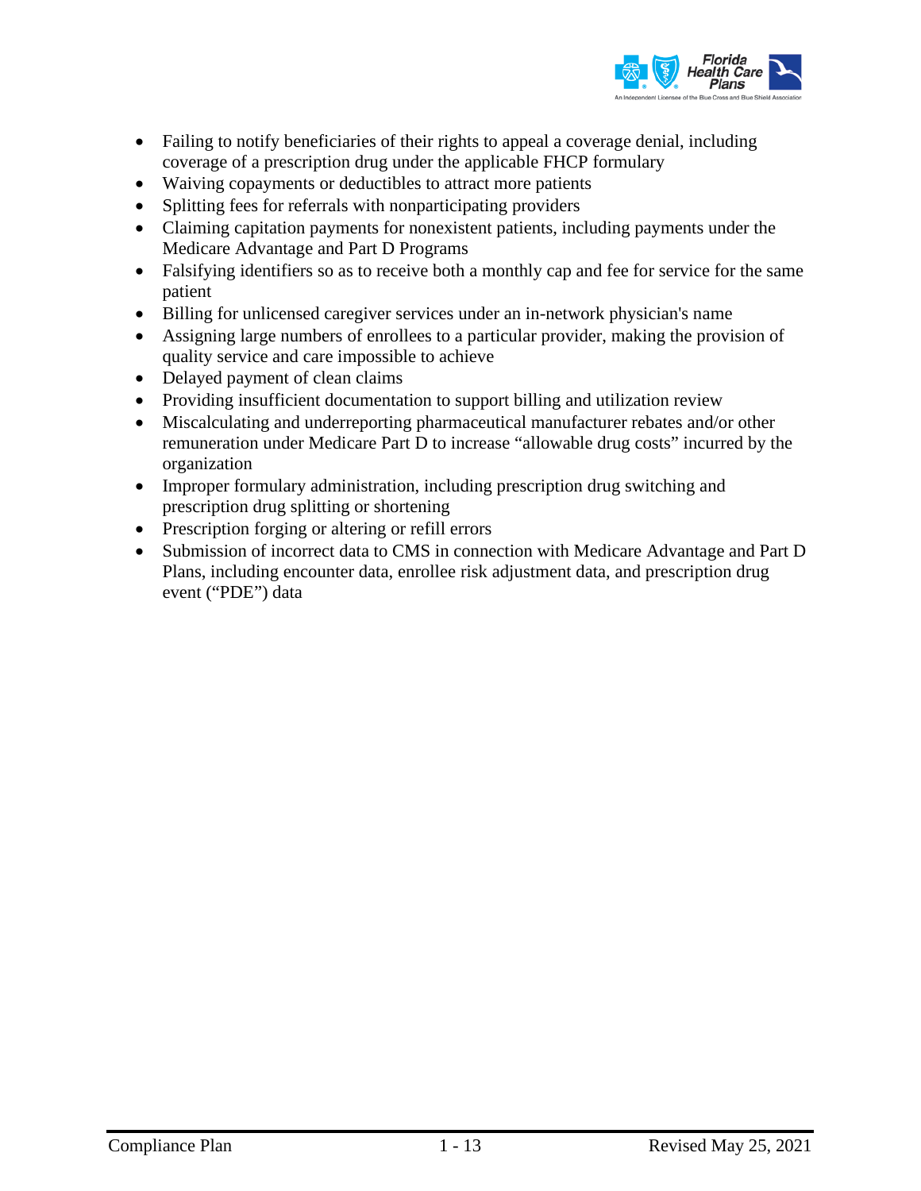- Failing to notify beneficiaries of their rights to appeal a coverage denial, including coverage of a prescription drug under the applicable FHCP formulary
- Waiving copayments or deductibles to attract more patients
- Splitting fees for referrals with nonparticipating providers
- Claiming capitation payments for nonexistent patients, including payments under the Medicare Advantage and Part D Programs
- Falsifying identifiers so as to receive both a monthly cap and fee for service for the same patient
- Billing for unlicensed caregiver services under an in-network physician's name
- Assigning large numbers of enrollees to a particular provider, making the provision of quality service and care impossible to achieve
- Delayed payment of clean claims
- Providing insufficient documentation to support billing and utilization review
- Miscalculating and underreporting pharmaceutical manufacturer rebates and/or other remuneration under Medicare Part D to increase "allowable drug costs" incurred by the organization
- Improper formulary administration, including prescription drug switching and prescription drug splitting or shortening
- Prescription forging or altering or refill errors
- Submission of incorrect data to CMS in connection with Medicare Advantage and Part D Plans, including encounter data, enrollee risk adjustment data, and prescription drug event ("PDE") data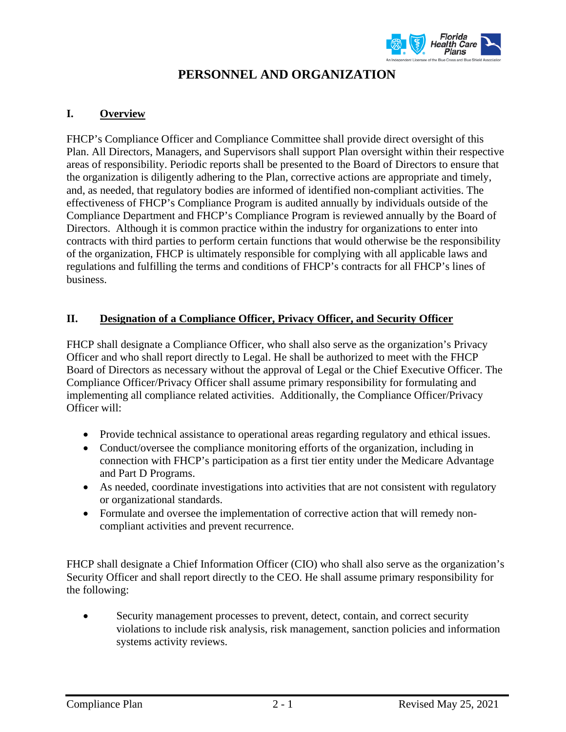# PERSONNEL AND ORGANIZATION

## I. Overview

FHCP's Compliance Officer and Compliance Committee shall provide direct oversight of this Plan. All Directors, Managers, and Supervisors shall support Plan oversight within their respective areas of responsibility. Periodic reports shall be presented to the Board of Directors to ensure that the organization is diligently adhering to the Plan, corrective actions are appropriate and timely, and, as needed, that regulatory bodies are informed of identified non-compliant activities. The effectiveness of FHCP's Compliance Program is audited annually by individuals outside of the Compliance Department and FHCP's Compliance Program is reviewed annually by the Board of Directors. Although it is common practice within the industry for organizations to enter into contracts with third parties to perform certain functions that would otherwise be the responsibility of the organization, FHCP is ultimately responsible for complying with all applicable laws and regulations and fulfilling the terms and conditions of FHCP's contracts for all FHCP's lines of business.

## II. Designation of a Compliance Officer, Privacy Officer, and Security Officer

FHCP shall designate a Compliance Officer, who shall also serve as the organization's Privacy Officer and who shall report directly to Legal. He shall be authorized to meet with the FHCP Board of Directors as necessary without the approval of Legal or the Chief Executive Officer. The Compliance Officer/Privacy Officer shall assume primary responsibility for formulating and implementing all compliance related activities. Additionally, the Compliance Officer/Privacy Officer will:

- Provide technical assistance to operational areas regarding regulatory and ethical issues.
- Conduct/oversee the compliance monitoring efforts of the organization, including in connection with FHCP's participation as a first tier entity under the Medicare Advantage and Part D Programs.
- As needed, coordinate investigations into activities that are not consistent with regulatory or organizational standards.
- Formulate and oversee the implementation of corrective action that will remedy non-compliant activities and prevent recurrence.

FHCP shall designate a Chief Information Officer (CIO) who shall also serve as the organization's Security Officer and shall report directly to the CEO. He shall assume primary responsibility for the following:

- Security management processes to prevent, detect, contain, and correct security violations to include risk analysis, risk management, sanction policies and information systems activity reviews.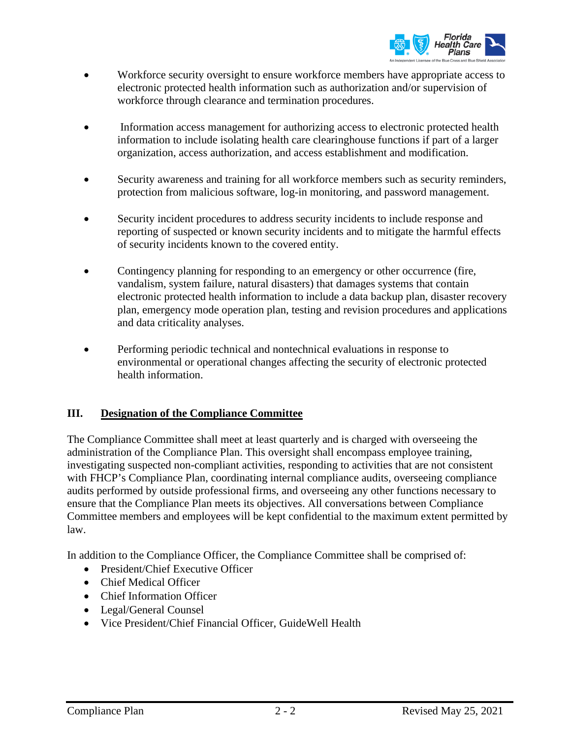- Workforce security oversight to ensure workforce members have appropriate access to electronic protected health information such as authorization and/or supervision of workforce through clearance and termination procedures.

- Information access management for authorizing access to electronic protected health information to include isolating health care clearinghouse functions if part of a larger organization, access authorization, and access establishment and modification.

- Security awareness and training for all workforce members such as security reminders, protection from malicious software, log-in monitoring, and password management.

- Security incident procedures to address security incidents to include response and reporting of suspected or known security incidents and to mitigate the harmful effects of security incidents known to the covered entity.

- Contingency planning for responding to an emergency or other occurrence (fire, vandalism, system failure, natural disasters) that damages systems that contain electronic protected health information to include a data backup plan, disaster recovery plan, emergency mode operation plan, testing and revision procedures and applications and data criticality analyses.

- Performing periodic technical and nontechnical evaluations in response to environmental or operational changes affecting the security of electronic protected health information.

## III. Designation of the Compliance Committee

The Compliance Committee shall meet at least quarterly and is charged with overseeing the administration of the Compliance Plan. This oversight shall encompass employee training, investigating suspected non-compliant activities, responding to activities that are not consistent with FHCP's Compliance Plan, coordinating internal compliance audits, overseeing compliance audits performed by outside professional firms, and overseeing any other functions necessary to ensure that the Compliance Plan meets its objectives. All conversations between Compliance Committee members and employees will be kept confidential to the maximum extent permitted by law.

In addition to the Compliance Officer, the Compliance Committee shall be comprised of:

- President/Chief Executive Officer
- Chief Medical Officer
- Chief Information Officer
- Legal/General Counsel
- Vice President/Chief Financial Officer, GuideWell Health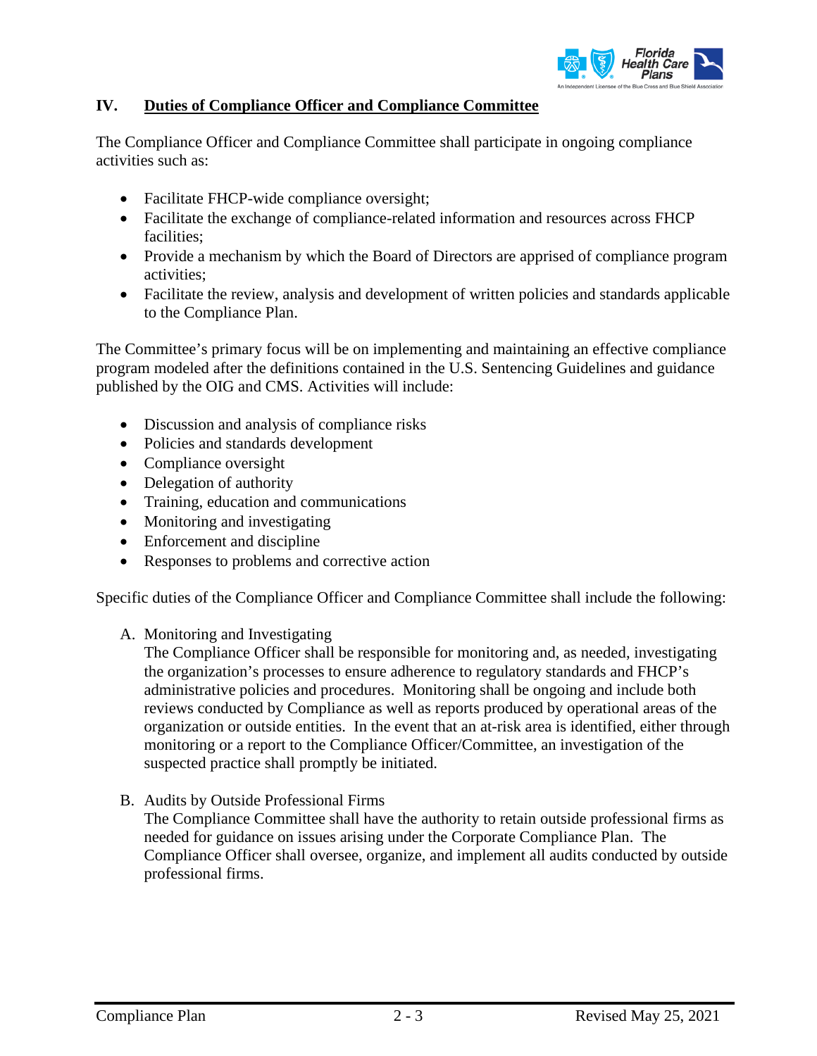## IV. Duties of Compliance Officer and Compliance Committee

The Compliance Officer and Compliance Committee shall participate in ongoing compliance activities such as:

- Facilitate FHCP-wide compliance oversight;
- Facilitate the exchange of compliance-related information and resources across FHCP facilities;
- Provide a mechanism by which the Board of Directors are apprised of compliance program activities;
- Facilitate the review, analysis and development of written policies and standards applicable to the Compliance Plan.

The Committee's primary focus will be on implementing and maintaining an effective compliance program modeled after the definitions contained in the U.S. Sentencing Guidelines and guidance published by the OIG and CMS. Activities will include:

- Discussion and analysis of compliance risks
- Policies and standards development
- Compliance oversight
- Delegation of authority
- Training, education and communications
- Monitoring and investigating
- Enforcement and discipline
- Responses to problems and corrective action

Specific duties of the Compliance Officer and Compliance Committee shall include the following:

A. Monitoring and Investigating
The Compliance Officer shall be responsible for monitoring and, as needed, investigating the organization's processes to ensure adherence to regulatory standards and FHCP's administrative policies and procedures. Monitoring shall be ongoing and include both reviews conducted by Compliance as well as reports produced by operational areas of the organization or outside entities. In the event that an at-risk area is identified, either through monitoring or a report to the Compliance Officer/Committee, an investigation of the suspected practice shall promptly be initiated.

B. Audits by Outside Professional Firms
The Compliance Committee shall have the authority to retain outside professional firms as needed for guidance on issues arising under the Corporate Compliance Plan. The Compliance Officer shall oversee, organize, and implement all audits conducted by outside professional firms.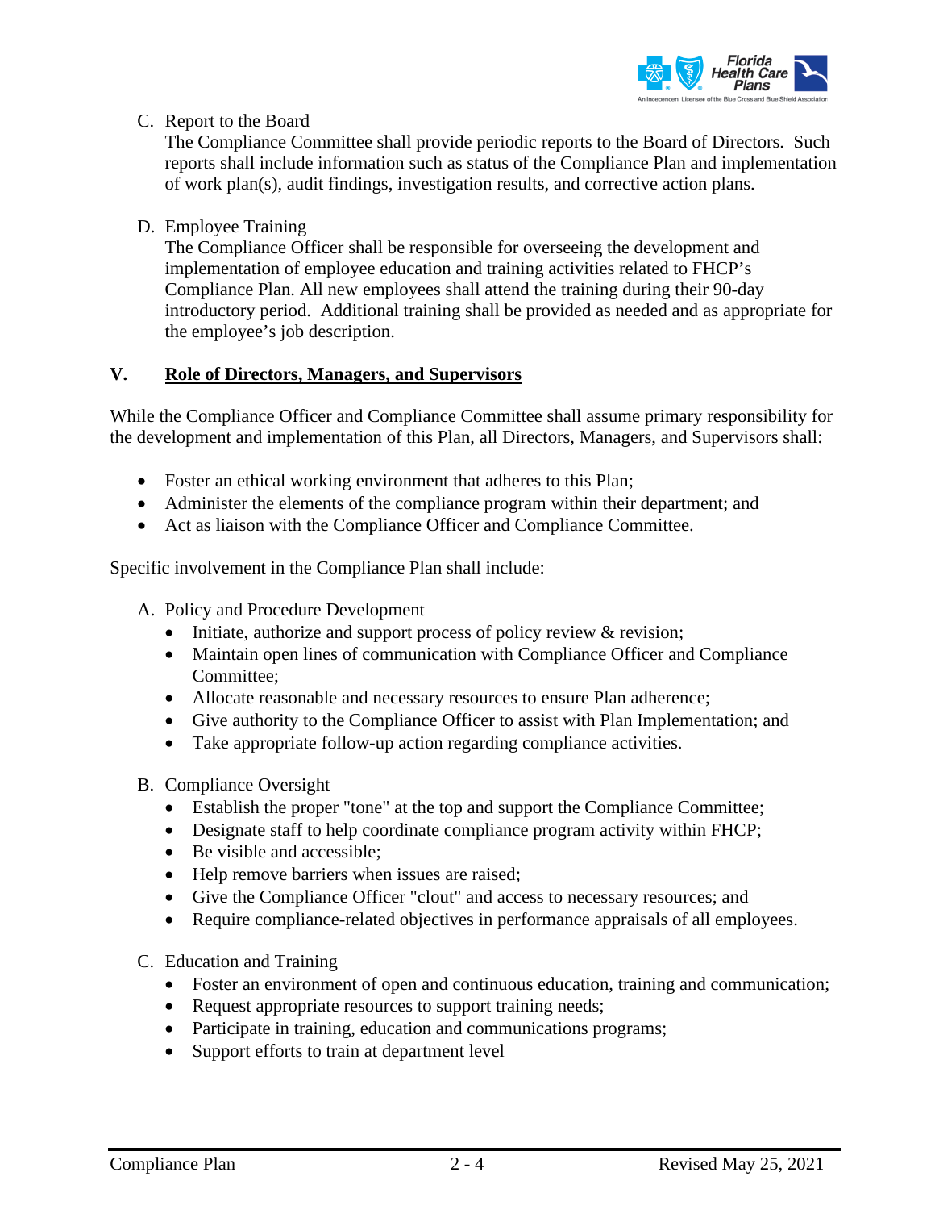C. Report to the Board
   The Compliance Committee shall provide periodic reports to the Board of Directors. Such reports shall include information such as status of the Compliance Plan and implementation of work plan(s), audit findings, investigation results, and corrective action plans.

D. Employee Training
   The Compliance Officer shall be responsible for overseeing the development and implementation of employee education and training activities related to FHCP's Compliance Plan. All new employees shall attend the training during their 90-day introductory period. Additional training shall be provided as needed and as appropriate for the employee's job description.

## V. Role of Directors, Managers, and Supervisors

While the Compliance Officer and Compliance Committee shall assume primary responsibility for the development and implementation of this Plan, all Directors, Managers, and Supervisors shall:

- Foster an ethical working environment that adheres to this Plan;
- Administer the elements of the compliance program within their department; and
- Act as liaison with the Compliance Officer and Compliance Committee.

Specific involvement in the Compliance Plan shall include:

A. Policy and Procedure Development
   - Initiate, authorize and support process of policy review & revision;
   - Maintain open lines of communication with Compliance Officer and Compliance Committee;
   - Allocate reasonable and necessary resources to ensure Plan adherence;
   - Give authority to the Compliance Officer to assist with Plan Implementation; and
   - Take appropriate follow-up action regarding compliance activities.

B. Compliance Oversight
   - Establish the proper "tone" at the top and support the Compliance Committee;
   - Designate staff to help coordinate compliance program activity within FHCP;
   - Be visible and accessible;
   - Help remove barriers when issues are raised;
   - Give the Compliance Officer "clout" and access to necessary resources; and
   - Require compliance-related objectives in performance appraisals of all employees.

C. Education and Training
   - Foster an environment of open and continuous education, training and communication;
   - Request appropriate resources to support training needs;
   - Participate in training, education and communications programs;
   - Support efforts to train at department level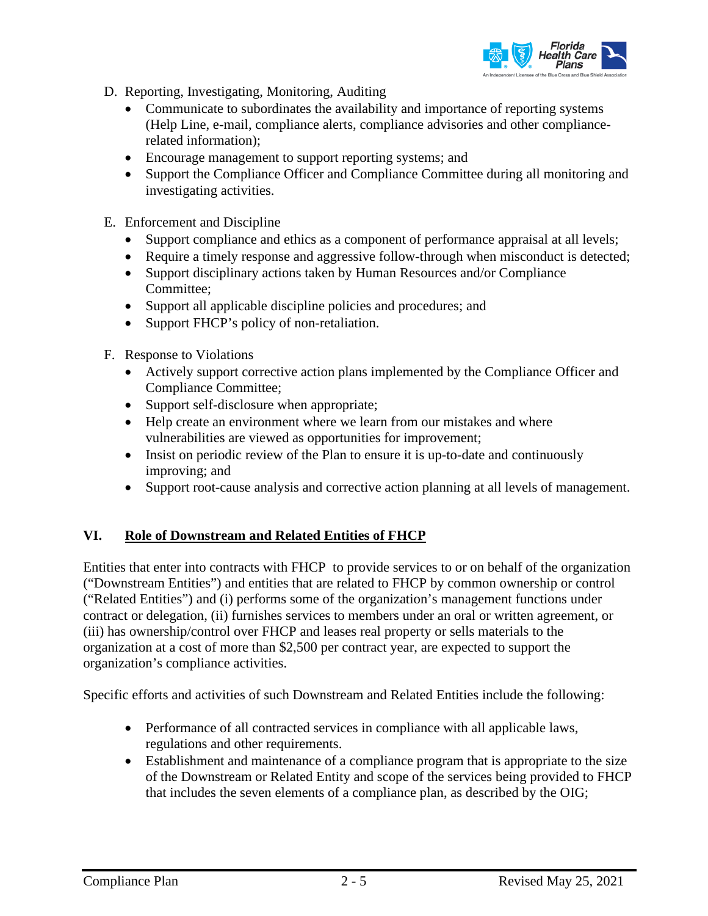D. Reporting, Investigating, Monitoring, Auditing
   - Communicate to subordinates the availability and importance of reporting systems (Help Line, e-mail, compliance alerts, compliance advisories and other compliance-related information);
   - Encourage management to support reporting systems; and
   - Support the Compliance Officer and Compliance Committee during all monitoring and investigating activities.

E. Enforcement and Discipline
   - Support compliance and ethics as a component of performance appraisal at all levels;
   - Require a timely response and aggressive follow-through when misconduct is detected;
   - Support disciplinary actions taken by Human Resources and/or Compliance Committee;
   - Support all applicable discipline policies and procedures; and
   - Support FHCP's policy of non-retaliation.

F. Response to Violations
   - Actively support corrective action plans implemented by the Compliance Officer and Compliance Committee;
   - Support self-disclosure when appropriate;
   - Help create an environment where we learn from our mistakes and where vulnerabilities are viewed as opportunities for improvement;
   - Insist on periodic review of the Plan to ensure it is up-to-date and continuously improving; and
   - Support root-cause analysis and corrective action planning at all levels of management.

## VI. <u>Role of Downstream and Related Entities of FHCP</u>

Entities that enter into contracts with FHCP to provide services to or on behalf of the organization ("Downstream Entities") and entities that are related to FHCP by common ownership or control ("Related Entities") and (i) performs some of the organization's management functions under contract or delegation, (ii) furnishes services to members under an oral or written agreement, or (iii) has ownership/control over FHCP and leases real property or sells materials to the organization at a cost of more than $2,500 per contract year, are expected to support the organization's compliance activities.

Specific efforts and activities of such Downstream and Related Entities include the following:

- Performance of all contracted services in compliance with all applicable laws, regulations and other requirements.
- Establishment and maintenance of a compliance program that is appropriate to the size of the Downstream or Related Entity and scope of the services being provided to FHCP that includes the seven elements of a compliance plan, as described by the OIG;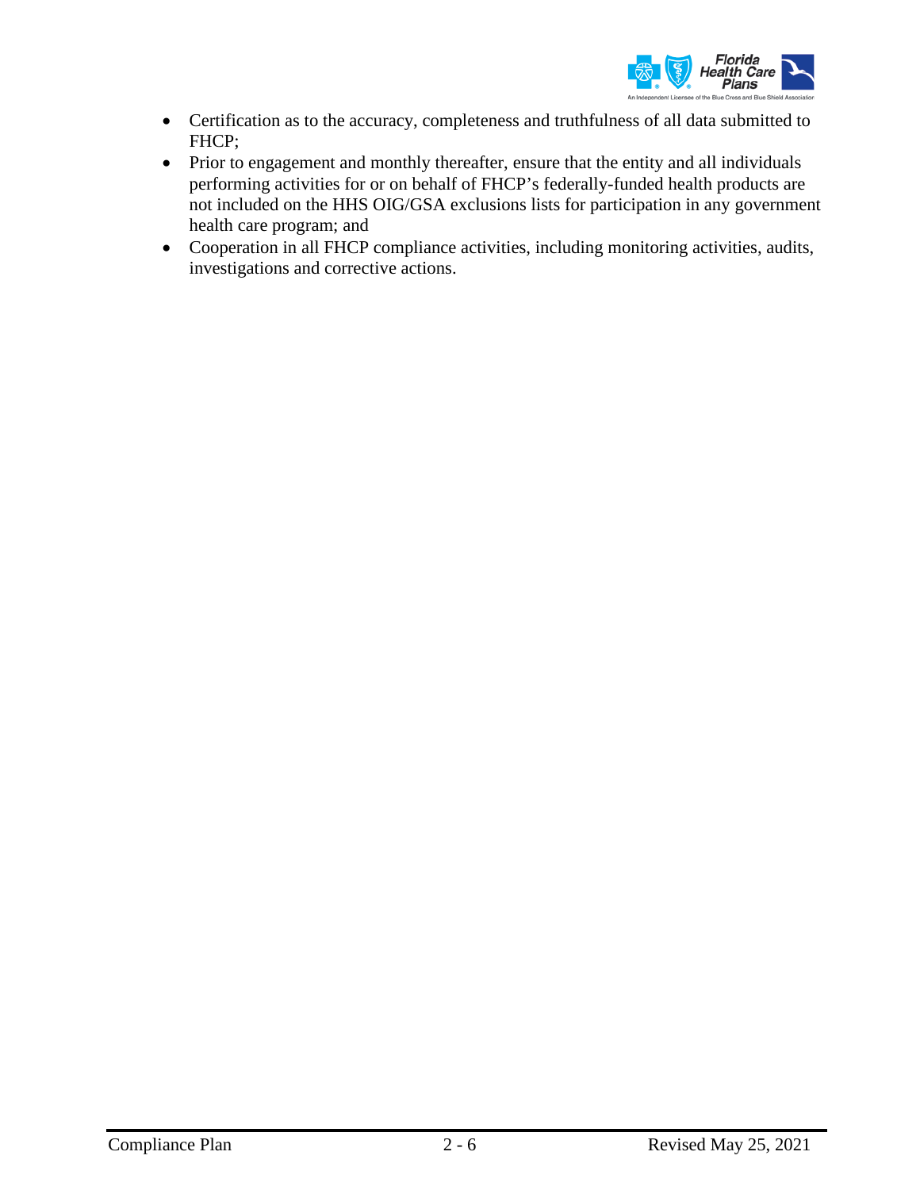- Certification as to the accuracy, completeness and truthfulness of all data submitted to FHCP;
- Prior to engagement and monthly thereafter, ensure that the entity and all individuals performing activities for or on behalf of FHCP's federally-funded health products are not included on the HHS OIG/GSA exclusions lists for participation in any government health care program; and
- Cooperation in all FHCP compliance activities, including monitoring activities, audits, investigations and corrective actions.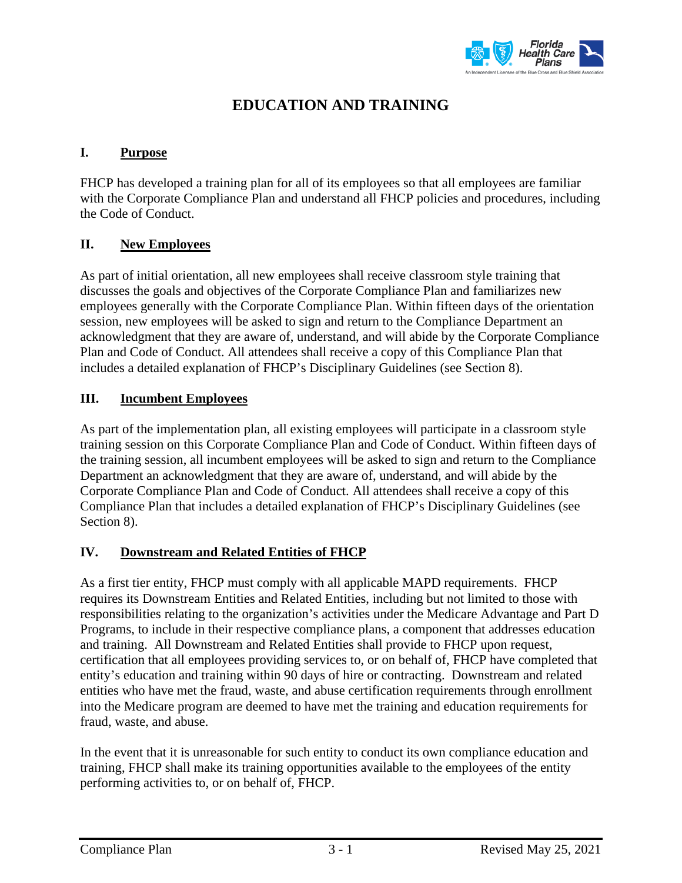# EDUCATION AND TRAINING

## I. Purpose

FHCP has developed a training plan for all of its employees so that all employees are familiar with the Corporate Compliance Plan and understand all FHCP policies and procedures, including the Code of Conduct.

## II. New Employees

As part of initial orientation, all new employees shall receive classroom style training that discusses the goals and objectives of the Corporate Compliance Plan and familiarizes new employees generally with the Corporate Compliance Plan. Within fifteen days of the orientation session, new employees will be asked to sign and return to the Compliance Department an acknowledgment that they are aware of, understand, and will abide by the Corporate Compliance Plan and Code of Conduct. All attendees shall receive a copy of this Compliance Plan that includes a detailed explanation of FHCP's Disciplinary Guidelines (see Section 8).

## III. Incumbent Employees

As part of the implementation plan, all existing employees will participate in a classroom style training session on this Corporate Compliance Plan and Code of Conduct. Within fifteen days of the training session, all incumbent employees will be asked to sign and return to the Compliance Department an acknowledgment that they are aware of, understand, and will abide by the Corporate Compliance Plan and Code of Conduct. All attendees shall receive a copy of this Compliance Plan that includes a detailed explanation of FHCP's Disciplinary Guidelines (see Section 8).

## IV. Downstream and Related Entities of FHCP

As a first tier entity, FHCP must comply with all applicable MAPD requirements. FHCP requires its Downstream Entities and Related Entities, including but not limited to those with responsibilities relating to the organization's activities under the Medicare Advantage and Part D Programs, to include in their respective compliance plans, a component that addresses education and training. All Downstream and Related Entities shall provide to FHCP upon request, certification that all employees providing services to, or on behalf of, FHCP have completed that entity's education and training within 90 days of hire or contracting. Downstream and related entities who have met the fraud, waste, and abuse certification requirements through enrollment into the Medicare program are deemed to have met the training and education requirements for fraud, waste, and abuse.

In the event that it is unreasonable for such entity to conduct its own compliance education and training, FHCP shall make its training opportunities available to the employees of the entity performing activities to, or on behalf of, FHCP.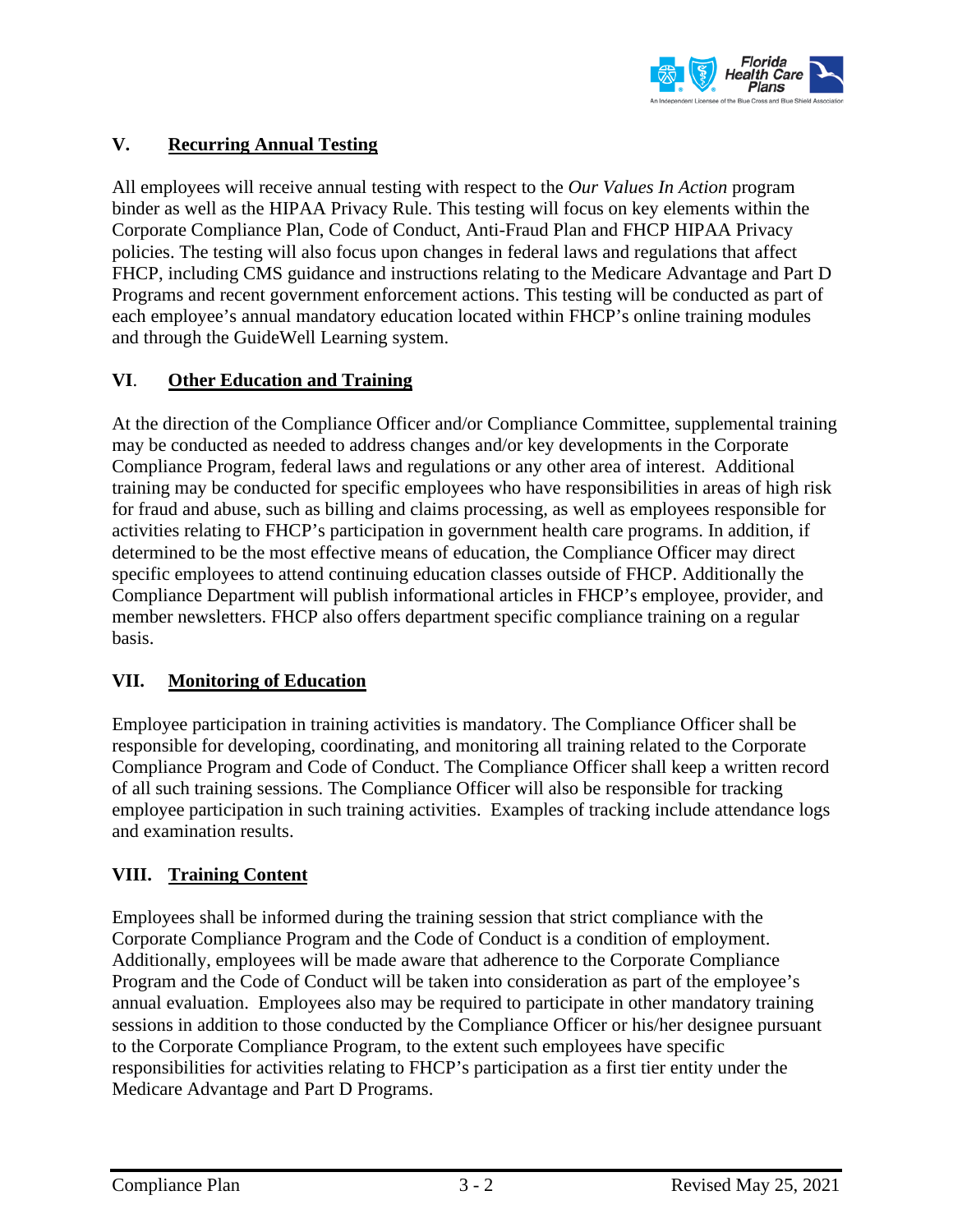## V. Recurring Annual Testing

All employees will receive annual testing with respect to the *Our Values In Action* program binder as well as the HIPAA Privacy Rule. This testing will focus on key elements within the Corporate Compliance Plan, Code of Conduct, Anti-Fraud Plan and FHCP HIPAA Privacy policies. The testing will also focus upon changes in federal laws and regulations that affect FHCP, including CMS guidance and instructions relating to the Medicare Advantage and Part D Programs and recent government enforcement actions. This testing will be conducted as part of each employee's annual mandatory education located within FHCP's online training modules and through the GuideWell Learning system.

## VI. Other Education and Training

At the direction of the Compliance Officer and/or Compliance Committee, supplemental training may be conducted as needed to address changes and/or key developments in the Corporate Compliance Program, federal laws and regulations or any other area of interest. Additional training may be conducted for specific employees who have responsibilities in areas of high risk for fraud and abuse, such as billing and claims processing, as well as employees responsible for activities relating to FHCP's participation in government health care programs. In addition, if determined to be the most effective means of education, the Compliance Officer may direct specific employees to attend continuing education classes outside of FHCP. Additionally the Compliance Department will publish informational articles in FHCP's employee, provider, and member newsletters. FHCP also offers department specific compliance training on a regular basis.

## VII. Monitoring of Education

Employee participation in training activities is mandatory. The Compliance Officer shall be responsible for developing, coordinating, and monitoring all training related to the Corporate Compliance Program and Code of Conduct. The Compliance Officer shall keep a written record of all such training sessions. The Compliance Officer will also be responsible for tracking employee participation in such training activities. Examples of tracking include attendance logs and examination results.

## VIII. Training Content

Employees shall be informed during the training session that strict compliance with the Corporate Compliance Program and the Code of Conduct is a condition of employment. Additionally, employees will be made aware that adherence to the Corporate Compliance Program and the Code of Conduct will be taken into consideration as part of the employee's annual evaluation. Employees also may be required to participate in other mandatory training sessions in addition to those conducted by the Compliance Officer or his/her designee pursuant to the Corporate Compliance Program, to the extent such employees have specific responsibilities for activities relating to FHCP's participation as a first tier entity under the Medicare Advantage and Part D Programs.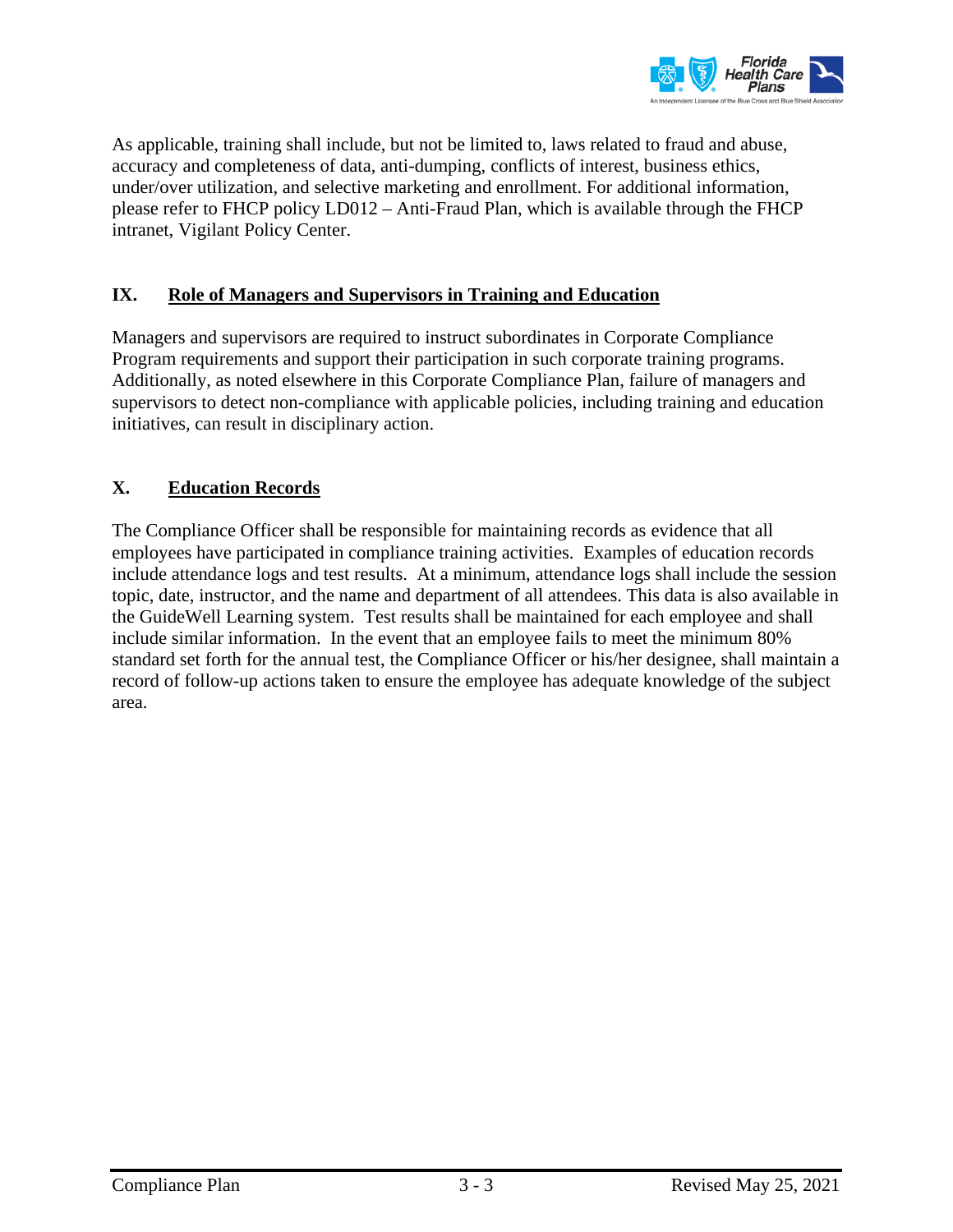As applicable, training shall include, but not be limited to, laws related to fraud and abuse, accuracy and completeness of data, anti-dumping, conflicts of interest, business ethics, under/over utilization, and selective marketing and enrollment. For additional information, please refer to FHCP policy LD012 – Anti-Fraud Plan, which is available through the FHCP intranet, Vigilant Policy Center.

## IX. Role of Managers and Supervisors in Training and Education

Managers and supervisors are required to instruct subordinates in Corporate Compliance Program requirements and support their participation in such corporate training programs. Additionally, as noted elsewhere in this Corporate Compliance Plan, failure of managers and supervisors to detect non-compliance with applicable policies, including training and education initiatives, can result in disciplinary action.

## X. Education Records

The Compliance Officer shall be responsible for maintaining records as evidence that all employees have participated in compliance training activities. Examples of education records include attendance logs and test results. At a minimum, attendance logs shall include the session topic, date, instructor, and the name and department of all attendees. This data is also available in the GuideWell Learning system. Test results shall be maintained for each employee and shall include similar information. In the event that an employee fails to meet the minimum 80% standard set forth for the annual test, the Compliance Officer or his/her designee, shall maintain a record of follow-up actions taken to ensure the employee has adequate knowledge of the subject area.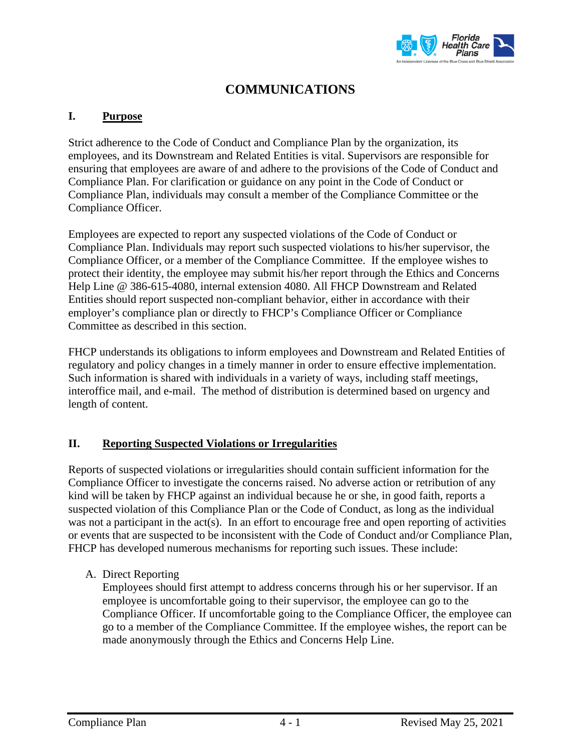# COMMUNICATIONS

## I. Purpose

Strict adherence to the Code of Conduct and Compliance Plan by the organization, its employees, and its Downstream and Related Entities is vital. Supervisors are responsible for ensuring that employees are aware of and adhere to the provisions of the Code of Conduct and Compliance Plan. For clarification or guidance on any point in the Code of Conduct or Compliance Plan, individuals may consult a member of the Compliance Committee or the Compliance Officer.

Employees are expected to report any suspected violations of the Code of Conduct or Compliance Plan. Individuals may report such suspected violations to his/her supervisor, the Compliance Officer, or a member of the Compliance Committee. If the employee wishes to protect their identity, the employee may submit his/her report through the Ethics and Concerns Help Line @ 386-615-4080, internal extension 4080. All FHCP Downstream and Related Entities should report suspected non-compliant behavior, either in accordance with their employer's compliance plan or directly to FHCP's Compliance Officer or Compliance Committee as described in this section.

FHCP understands its obligations to inform employees and Downstream and Related Entities of regulatory and policy changes in a timely manner in order to ensure effective implementation. Such information is shared with individuals in a variety of ways, including staff meetings, interoffice mail, and e-mail. The method of distribution is determined based on urgency and length of content.

## II. Reporting Suspected Violations or Irregularities

Reports of suspected violations or irregularities should contain sufficient information for the Compliance Officer to investigate the concerns raised. No adverse action or retribution of any kind will be taken by FHCP against an individual because he or she, in good faith, reports a suspected violation of this Compliance Plan or the Code of Conduct, as long as the individual was not a participant in the act(s). In an effort to encourage free and open reporting of activities or events that are suspected to be inconsistent with the Code of Conduct and/or Compliance Plan, FHCP has developed numerous mechanisms for reporting such issues. These include:

A. Direct Reporting
   Employees should first attempt to address concerns through his or her supervisor. If an employee is uncomfortable going to their supervisor, the employee can go to the Compliance Officer. If uncomfortable going to the Compliance Officer, the employee can go to a member of the Compliance Committee. If the employee wishes, the report can be made anonymously through the Ethics and Concerns Help Line.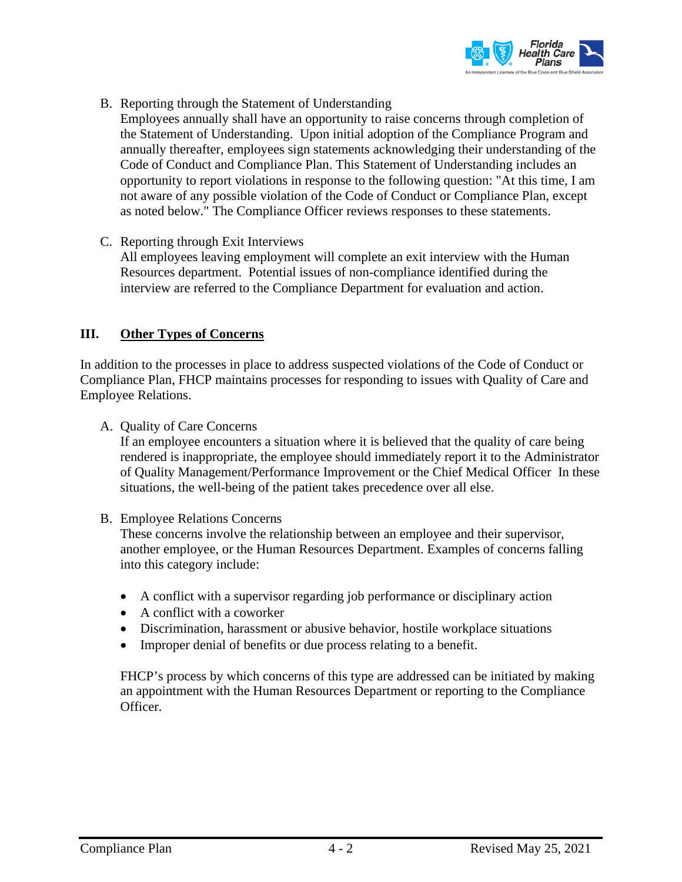B. Reporting through the Statement of Understanding
   Employees annually shall have an opportunity to raise concerns through completion of the Statement of Understanding. Upon initial adoption of the Compliance Program and annually thereafter, employees sign statements acknowledging their understanding of the Code of Conduct and Compliance Plan. This Statement of Understanding includes an opportunity to report violations in response to the following question: "At this time, I am not aware of any possible violation of the Code of Conduct or Compliance Plan, except as noted below." The Compliance Officer reviews responses to these statements.

C. Reporting through Exit Interviews
   All employees leaving employment will complete an exit interview with the Human Resources department. Potential issues of non-compliance identified during the interview are referred to the Compliance Department for evaluation and action.

## III. Other Types of Concerns

In addition to the processes in place to address suspected violations of the Code of Conduct or Compliance Plan, FHCP maintains processes for responding to issues with Quality of Care and Employee Relations.

A. Quality of Care Concerns
   If an employee encounters a situation where it is believed that the quality of care being rendered is inappropriate, the employee should immediately report it to the Administrator of Quality Management/Performance Improvement or the Chief Medical Officer In these situations, the well-being of the patient takes precedence over all else.

B. Employee Relations Concerns
   These concerns involve the relationship between an employee and their supervisor, another employee, or the Human Resources Department. Examples of concerns falling into this category include:

   - A conflict with a supervisor regarding job performance or disciplinary action
   - A conflict with a coworker
   - Discrimination, harassment or abusive behavior, hostile workplace situations
   - Improper denial of benefits or due process relating to a benefit.

   FHCP's process by which concerns of this type are addressed can be initiated by making an appointment with the Human Resources Department or reporting to the Compliance Officer.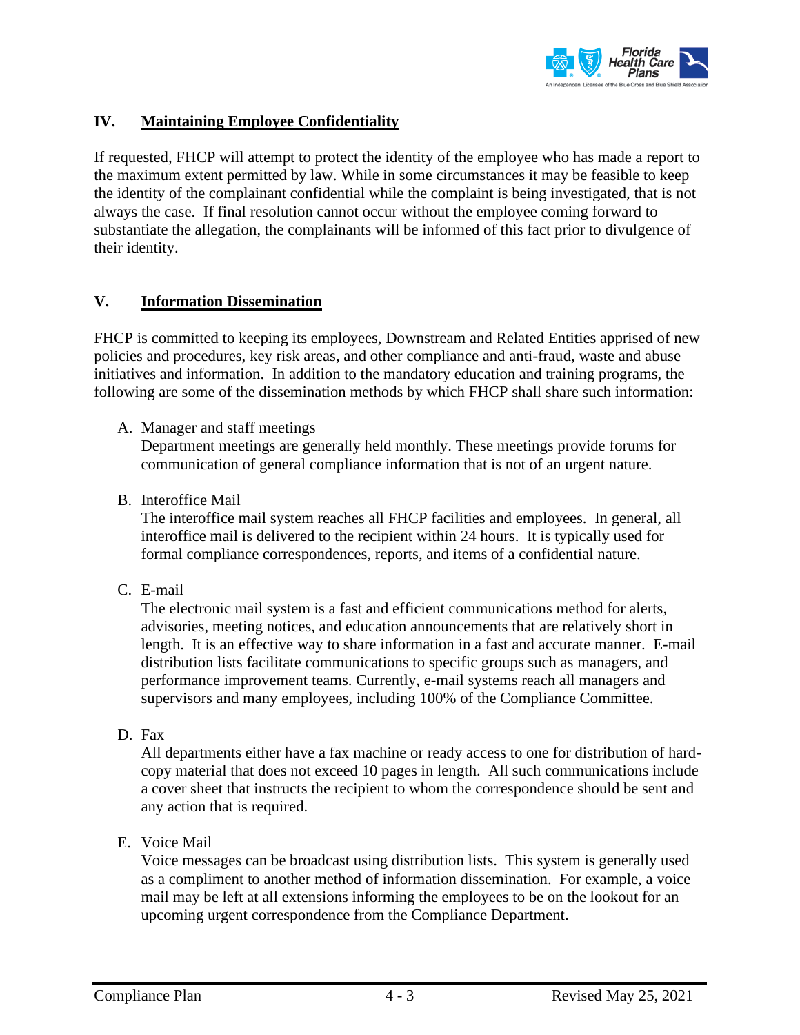## IV. Maintaining Employee Confidentiality

If requested, FHCP will attempt to protect the identity of the employee who has made a report to the maximum extent permitted by law. While in some circumstances it may be feasible to keep the identity of the complainant confidential while the complaint is being investigated, that is not always the case. If final resolution cannot occur without the employee coming forward to substantiate the allegation, the complainants will be informed of this fact prior to divulgence of their identity.

## V. Information Dissemination

FHCP is committed to keeping its employees, Downstream and Related Entities apprised of new policies and procedures, key risk areas, and other compliance and anti-fraud, waste and abuse initiatives and information. In addition to the mandatory education and training programs, the following are some of the dissemination methods by which FHCP shall share such information:

A. Manager and staff meetings
   Department meetings are generally held monthly. These meetings provide forums for communication of general compliance information that is not of an urgent nature.

B. Interoffice Mail
   The interoffice mail system reaches all FHCP facilities and employees. In general, all interoffice mail is delivered to the recipient within 24 hours. It is typically used for formal compliance correspondences, reports, and items of a confidential nature.

C. E-mail
   The electronic mail system is a fast and efficient communications method for alerts, advisories, meeting notices, and education announcements that are relatively short in length. It is an effective way to share information in a fast and accurate manner. E-mail distribution lists facilitate communications to specific groups such as managers, and performance improvement teams. Currently, e-mail systems reach all managers and supervisors and many employees, including 100% of the Compliance Committee.

D. Fax
   All departments either have a fax machine or ready access to one for distribution of hard-copy material that does not exceed 10 pages in length. All such communications include a cover sheet that instructs the recipient to whom the correspondence should be sent and any action that is required.

E. Voice Mail
   Voice messages can be broadcast using distribution lists. This system is generally used as a compliment to another method of information dissemination. For example, a voice mail may be left at all extensions informing the employees to be on the lookout for an upcoming urgent correspondence from the Compliance Department.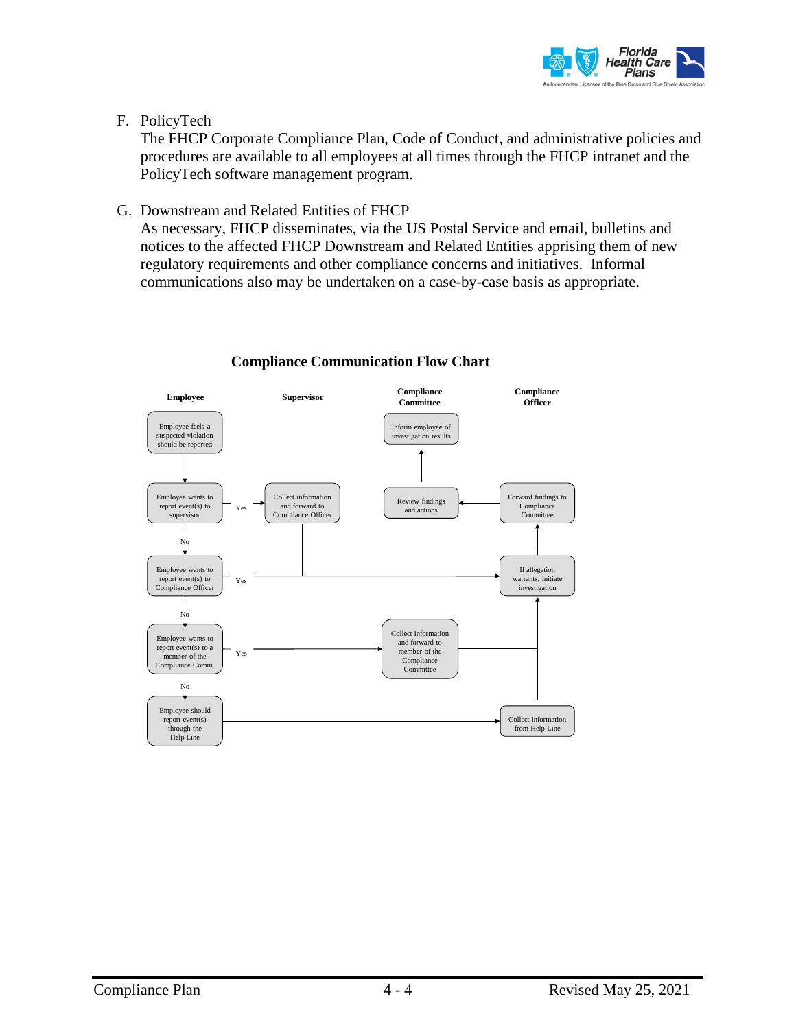F. PolicyTech
The FHCP Corporate Compliance Plan, Code of Conduct, and administrative policies and procedures are available to all employees at all times through the FHCP intranet and the PolicyTech software management program.

G. Downstream and Related Entities of FHCP
As necessary, FHCP disseminates, via the US Postal Service and email, bulletins and notices to the affected FHCP Downstream and Related Entities apprising them of new regulatory requirements and other compliance concerns and initiatives. Informal communications also may be undertaken on a case-by-case basis as appropriate.

**Compliance Communication Flow Chart**

Employee
Supervisor
Compliance Committee
Compliance Officer

Employee feels a suspected violation should be reported
Employee wants to report event(s) to supervisor
Yes
No
Collect information and forward to Compliance Officer
Review findings and actions
Forward findings to Compliance Committee
Inform employee of investigation results
Employee wants to report event(s) to Compliance Officer
Yes
No
If allegation warrants, initiate investigation
Employee wants to report event(s) to a member of the Compliance Comm.
Yes
No
Collect information and forward to member of the Compliance Committee
Employee should report event(s) through the Help Line
Collect information from Help Line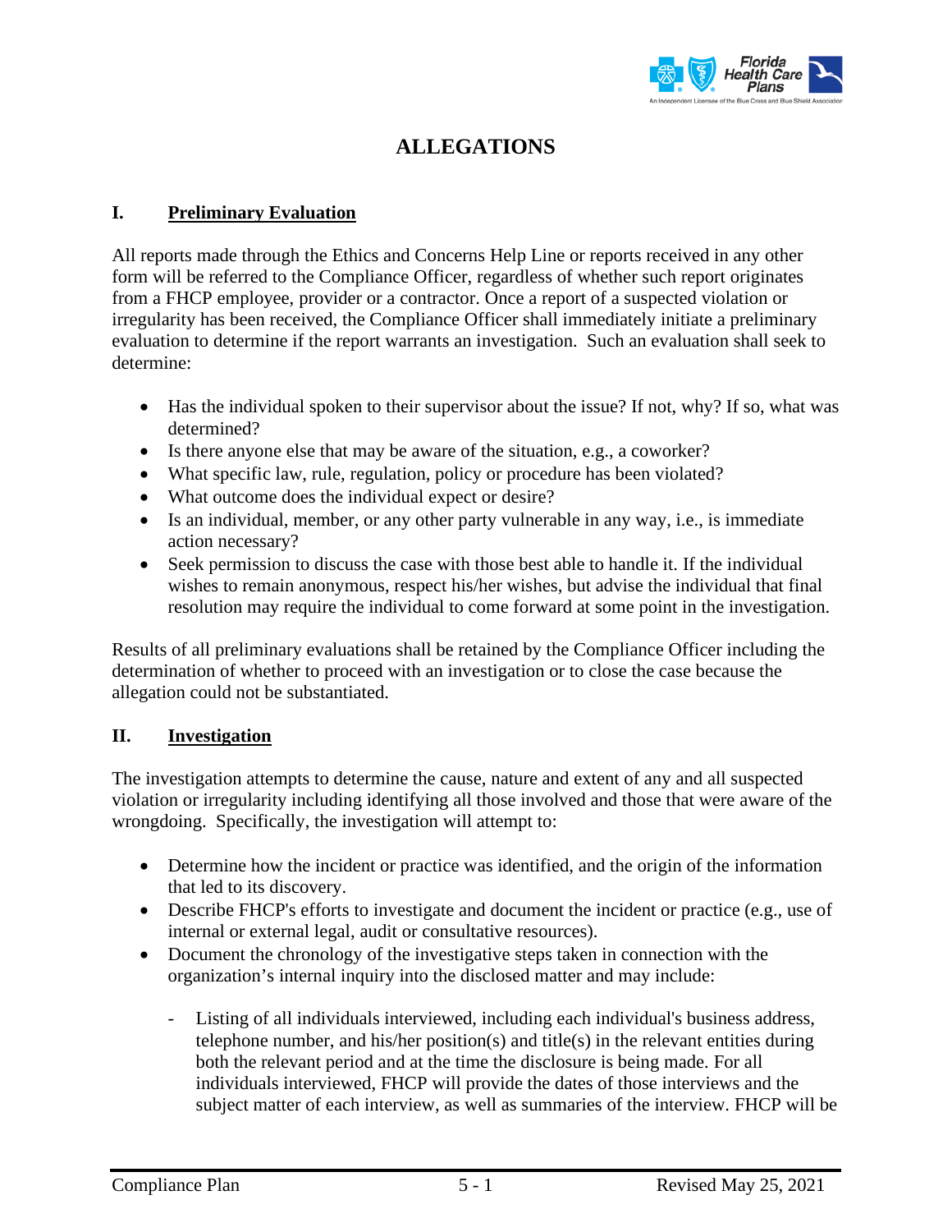# ALLEGATIONS

## I. Preliminary Evaluation

All reports made through the Ethics and Concerns Help Line or reports received in any other form will be referred to the Compliance Officer, regardless of whether such report originates from a FHCP employee, provider or a contractor. Once a report of a suspected violation or irregularity has been received, the Compliance Officer shall immediately initiate a preliminary evaluation to determine if the report warrants an investigation. Such an evaluation shall seek to determine:

- Has the individual spoken to their supervisor about the issue? If not, why? If so, what was determined?
- Is there anyone else that may be aware of the situation, e.g., a coworker?
- What specific law, rule, regulation, policy or procedure has been violated?
- What outcome does the individual expect or desire?
- Is an individual, member, or any other party vulnerable in any way, i.e., is immediate action necessary?
- Seek permission to discuss the case with those best able to handle it. If the individual wishes to remain anonymous, respect his/her wishes, but advise the individual that final resolution may require the individual to come forward at some point in the investigation.

Results of all preliminary evaluations shall be retained by the Compliance Officer including the determination of whether to proceed with an investigation or to close the case because the allegation could not be substantiated.

## II. Investigation

The investigation attempts to determine the cause, nature and extent of any and all suspected violation or irregularity including identifying all those involved and those that were aware of the wrongdoing. Specifically, the investigation will attempt to:

- Determine how the incident or practice was identified, and the origin of the information that led to its discovery.
- Describe FHCP's efforts to investigate and document the incident or practice (e.g., use of internal or external legal, audit or consultative resources).
- Document the chronology of the investigative steps taken in connection with the organization's internal inquiry into the disclosed matter and may include:
  - Listing of all individuals interviewed, including each individual's business address, telephone number, and his/her position(s) and title(s) in the relevant entities during both the relevant period and at the time the disclosure is being made. For all individuals interviewed, FHCP will provide the dates of those interviews and the subject matter of each interview, as well as summaries of the interview. FHCP will be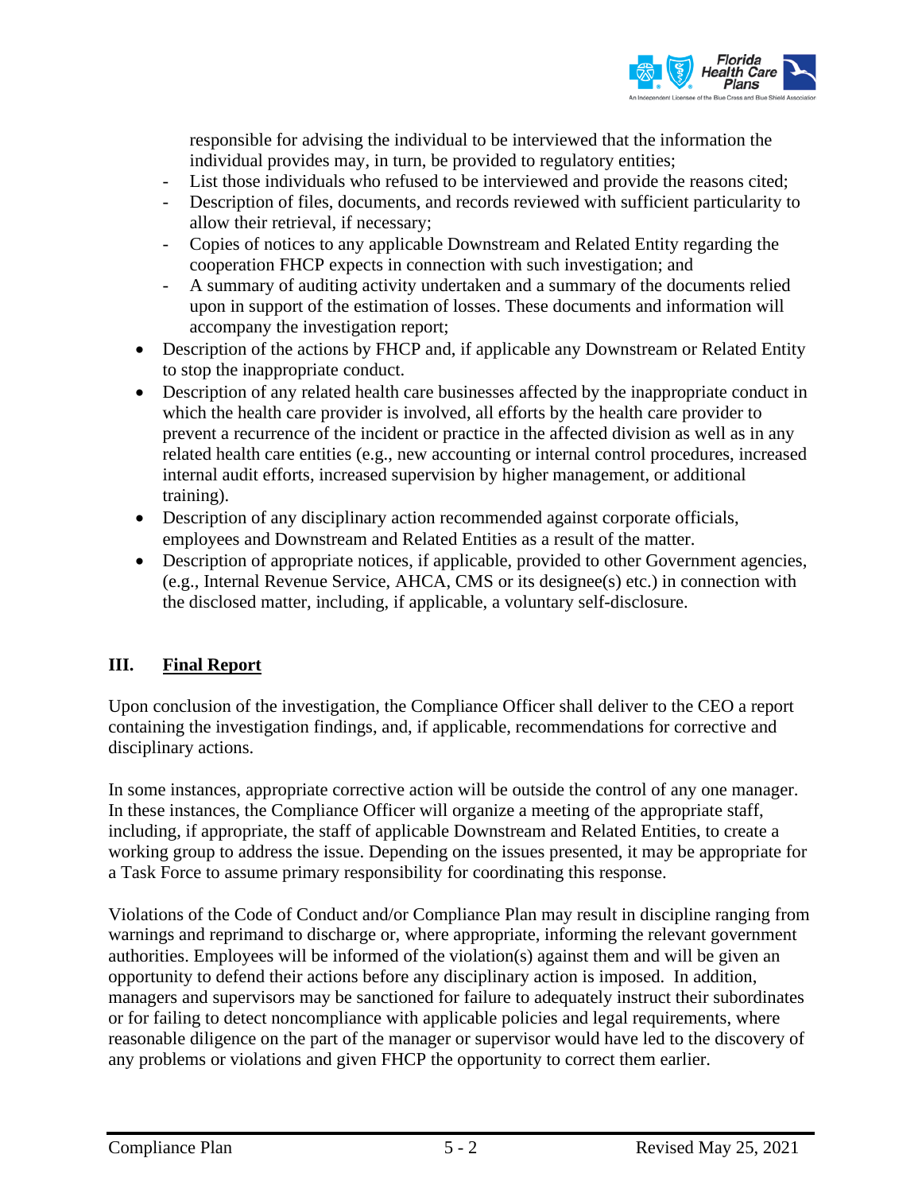responsible for advising the individual to be interviewed that the information the individual provides may, in turn, be provided to regulatory entities;

- List those individuals who refused to be interviewed and provide the reasons cited;
- Description of files, documents, and records reviewed with sufficient particularity to allow their retrieval, if necessary;
- Copies of notices to any applicable Downstream and Related Entity regarding the cooperation FHCP expects in connection with such investigation; and
- A summary of auditing activity undertaken and a summary of the documents relied upon in support of the estimation of losses. These documents and information will accompany the investigation report;

- Description of the actions by FHCP and, if applicable any Downstream or Related Entity to stop the inappropriate conduct.
- Description of any related health care businesses affected by the inappropriate conduct in which the health care provider is involved, all efforts by the health care provider to prevent a recurrence of the incident or practice in the affected division as well as in any related health care entities (e.g., new accounting or internal control procedures, increased internal audit efforts, increased supervision by higher management, or additional training).
- Description of any disciplinary action recommended against corporate officials, employees and Downstream and Related Entities as a result of the matter.
- Description of appropriate notices, if applicable, provided to other Government agencies, (e.g., Internal Revenue Service, AHCA, CMS or its designee(s) etc.) in connection with the disclosed matter, including, if applicable, a voluntary self-disclosure.

## III. Final Report

Upon conclusion of the investigation, the Compliance Officer shall deliver to the CEO a report containing the investigation findings, and, if applicable, recommendations for corrective and disciplinary actions.

In some instances, appropriate corrective action will be outside the control of any one manager. In these instances, the Compliance Officer will organize a meeting of the appropriate staff, including, if appropriate, the staff of applicable Downstream and Related Entities, to create a working group to address the issue. Depending on the issues presented, it may be appropriate for a Task Force to assume primary responsibility for coordinating this response.

Violations of the Code of Conduct and/or Compliance Plan may result in discipline ranging from warnings and reprimand to discharge or, where appropriate, informing the relevant government authorities. Employees will be informed of the violation(s) against them and will be given an opportunity to defend their actions before any disciplinary action is imposed. In addition, managers and supervisors may be sanctioned for failure to adequately instruct their subordinates or for failing to detect noncompliance with applicable policies and legal requirements, where reasonable diligence on the part of the manager or supervisor would have led to the discovery of any problems or violations and given FHCP the opportunity to correct them earlier.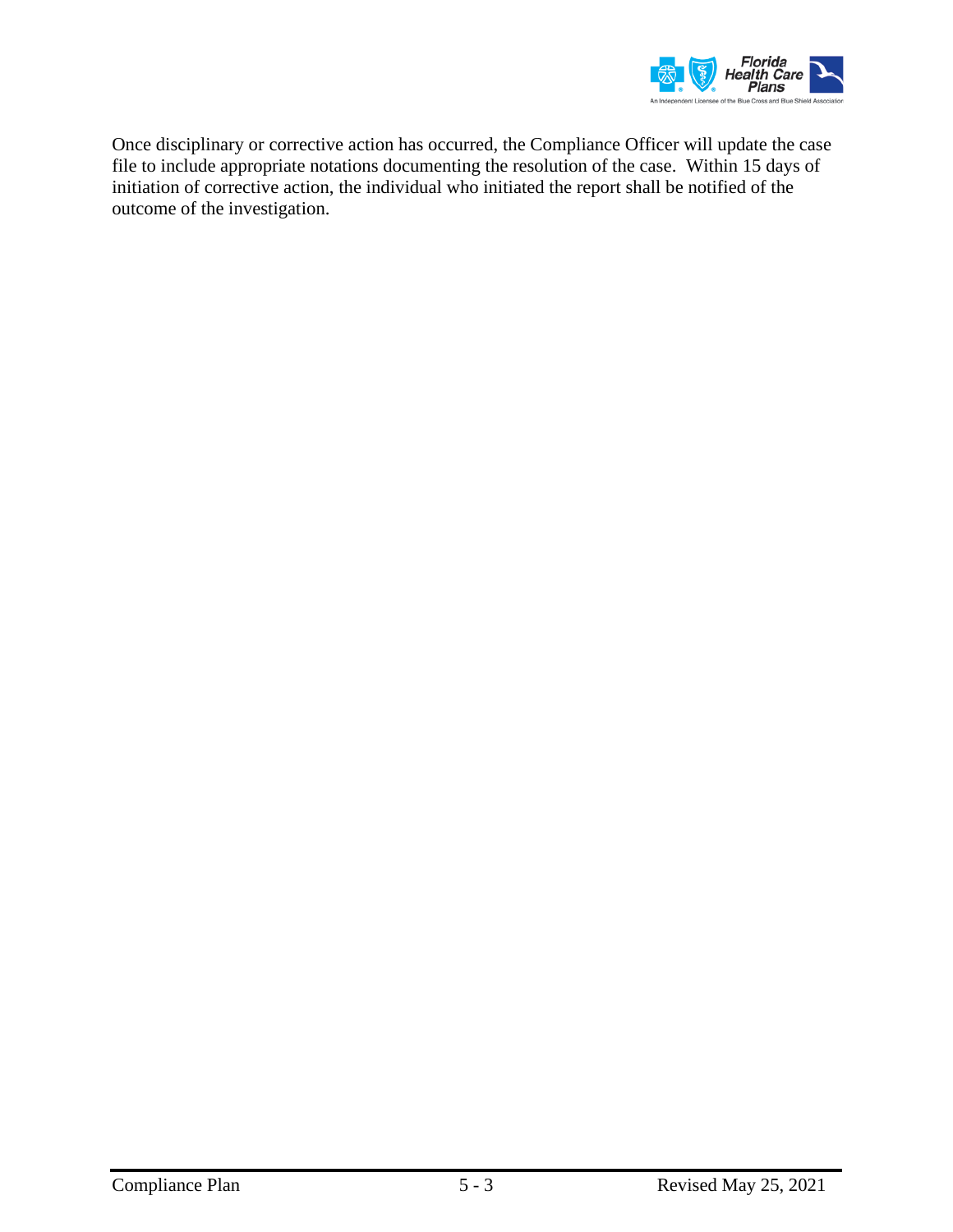Once disciplinary or corrective action has occurred, the Compliance Officer will update the case file to include appropriate notations documenting the resolution of the case. Within 15 days of initiation of corrective action, the individual who initiated the report shall be notified of the outcome of the investigation.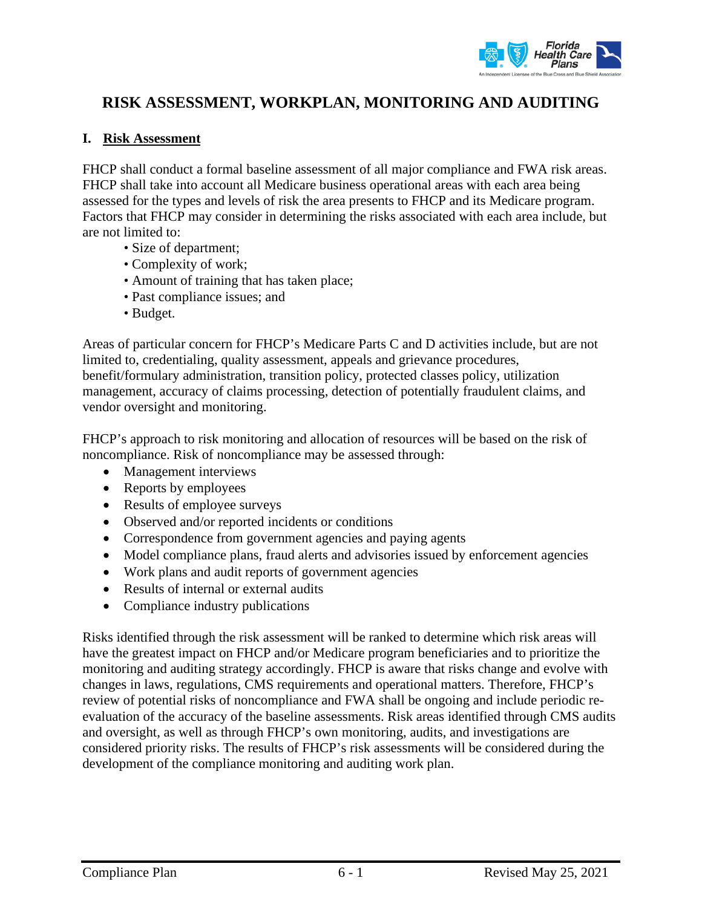# RISK ASSESSMENT, WORKPLAN, MONITORING AND AUDITING

## I. Risk Assessment

FHCP shall conduct a formal baseline assessment of all major compliance and FWA risk areas. FHCP shall take into account all Medicare business operational areas with each area being assessed for the types and levels of risk the area presents to FHCP and its Medicare program. Factors that FHCP may consider in determining the risks associated with each area include, but are not limited to:

- Size of department;
- Complexity of work;
- Amount of training that has taken place;
- Past compliance issues; and
- Budget.

Areas of particular concern for FHCP's Medicare Parts C and D activities include, but are not limited to, credentialing, quality assessment, appeals and grievance procedures, benefit/formulary administration, transition policy, protected classes policy, utilization management, accuracy of claims processing, detection of potentially fraudulent claims, and vendor oversight and monitoring.

FHCP's approach to risk monitoring and allocation of resources will be based on the risk of noncompliance. Risk of noncompliance may be assessed through:

- Management interviews
- Reports by employees
- Results of employee surveys
- Observed and/or reported incidents or conditions
- Correspondence from government agencies and paying agents
- Model compliance plans, fraud alerts and advisories issued by enforcement agencies
- Work plans and audit reports of government agencies
- Results of internal or external audits
- Compliance industry publications

Risks identified through the risk assessment will be ranked to determine which risk areas will have the greatest impact on FHCP and/or Medicare program beneficiaries and to prioritize the monitoring and auditing strategy accordingly. FHCP is aware that risks change and evolve with changes in laws, regulations, CMS requirements and operational matters. Therefore, FHCP's review of potential risks of noncompliance and FWA shall be ongoing and include periodic re-evaluation of the accuracy of the baseline assessments. Risk areas identified through CMS audits and oversight, as well as through FHCP's own monitoring, audits, and investigations are considered priority risks. The results of FHCP's risk assessments will be considered during the development of the compliance monitoring and auditing work plan.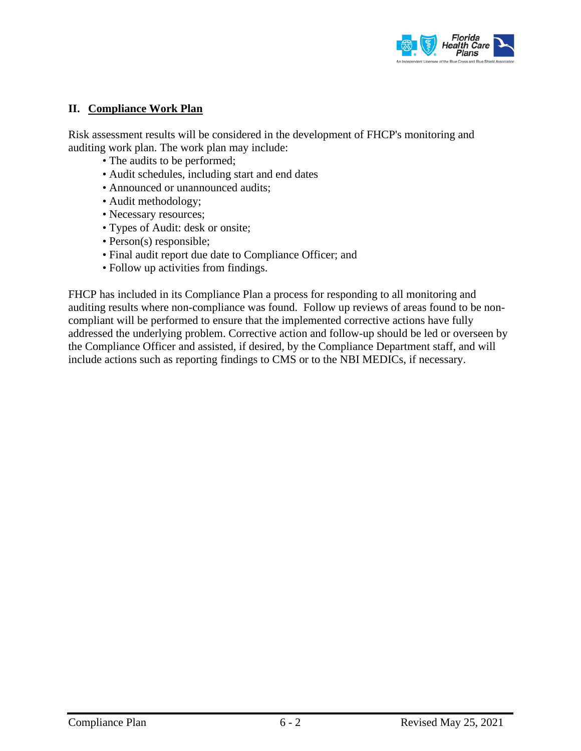## II. Compliance Work Plan

Risk assessment results will be considered in the development of FHCP's monitoring and auditing work plan. The work plan may include:

- The audits to be performed;
- Audit schedules, including start and end dates
- Announced or unannounced audits;
- Audit methodology;
- Necessary resources;
- Types of Audit: desk or onsite;
- Person(s) responsible;
- Final audit report due date to Compliance Officer; and
- Follow up activities from findings.

FHCP has included in its Compliance Plan a process for responding to all monitoring and auditing results where non-compliance was found. Follow up reviews of areas found to be non-compliant will be performed to ensure that the implemented corrective actions have fully addressed the underlying problem. Corrective action and follow-up should be led or overseen by the Compliance Officer and assisted, if desired, by the Compliance Department staff, and will include actions such as reporting findings to CMS or to the NBI MEDICs, if necessary.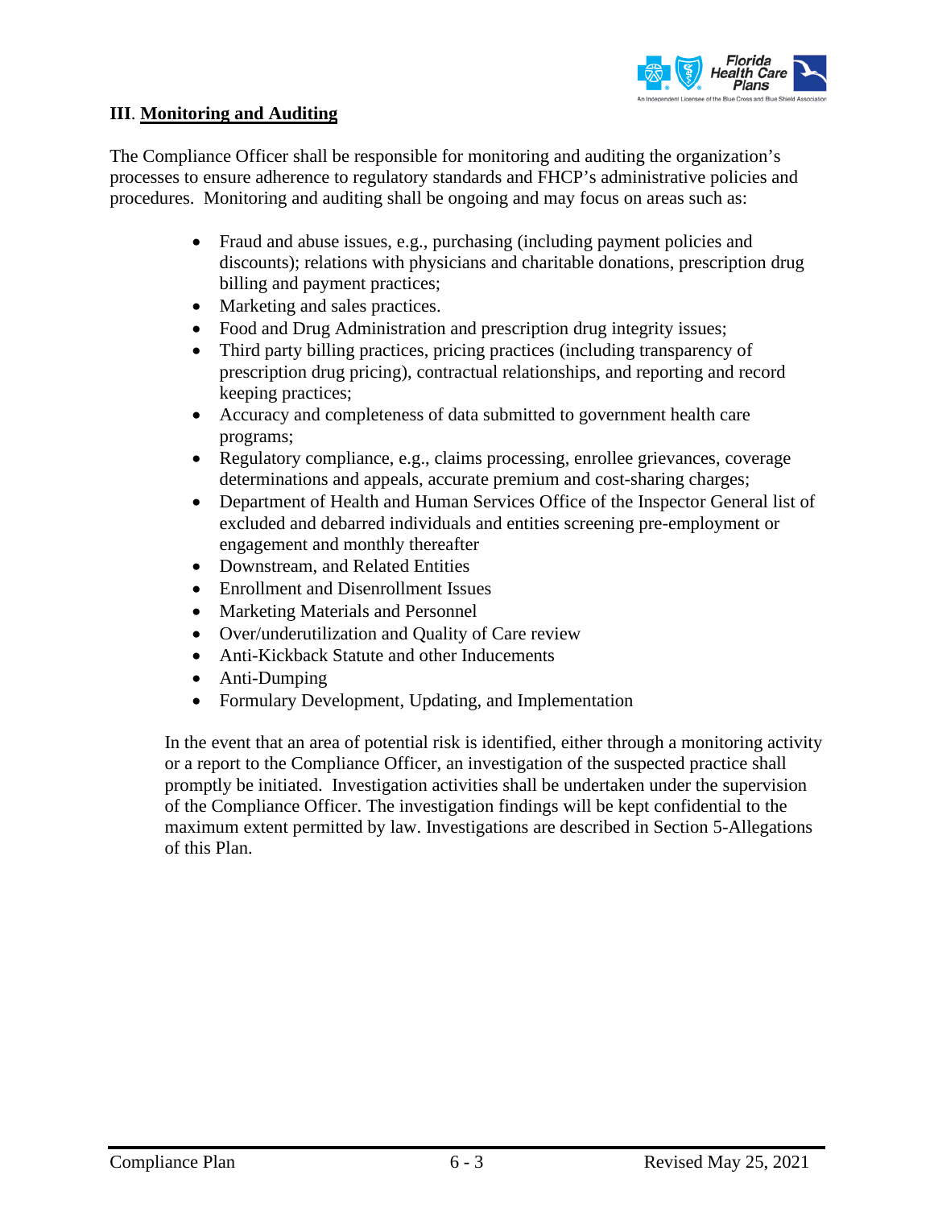### III. Monitoring and Auditing

The Compliance Officer shall be responsible for monitoring and auditing the organization's processes to ensure adherence to regulatory standards and FHCP's administrative policies and procedures. Monitoring and auditing shall be ongoing and may focus on areas such as:

- Fraud and abuse issues, e.g., purchasing (including payment policies and discounts); relations with physicians and charitable donations, prescription drug billing and payment practices;
- Marketing and sales practices.
- Food and Drug Administration and prescription drug integrity issues;
- Third party billing practices, pricing practices (including transparency of prescription drug pricing), contractual relationships, and reporting and record keeping practices;
- Accuracy and completeness of data submitted to government health care programs;
- Regulatory compliance, e.g., claims processing, enrollee grievances, coverage determinations and appeals, accurate premium and cost-sharing charges;
- Department of Health and Human Services Office of the Inspector General list of excluded and debarred individuals and entities screening pre-employment or engagement and monthly thereafter
- Downstream, and Related Entities
- Enrollment and Disenrollment Issues
- Marketing Materials and Personnel
- Over/underutilization and Quality of Care review
- Anti-Kickback Statute and other Inducements
- Anti-Dumping
- Formulary Development, Updating, and Implementation

In the event that an area of potential risk is identified, either through a monitoring activity or a report to the Compliance Officer, an investigation of the suspected practice shall promptly be initiated. Investigation activities shall be undertaken under the supervision of the Compliance Officer. The investigation findings will be kept confidential to the maximum extent permitted by law. Investigations are described in Section 5-Allegations of this Plan.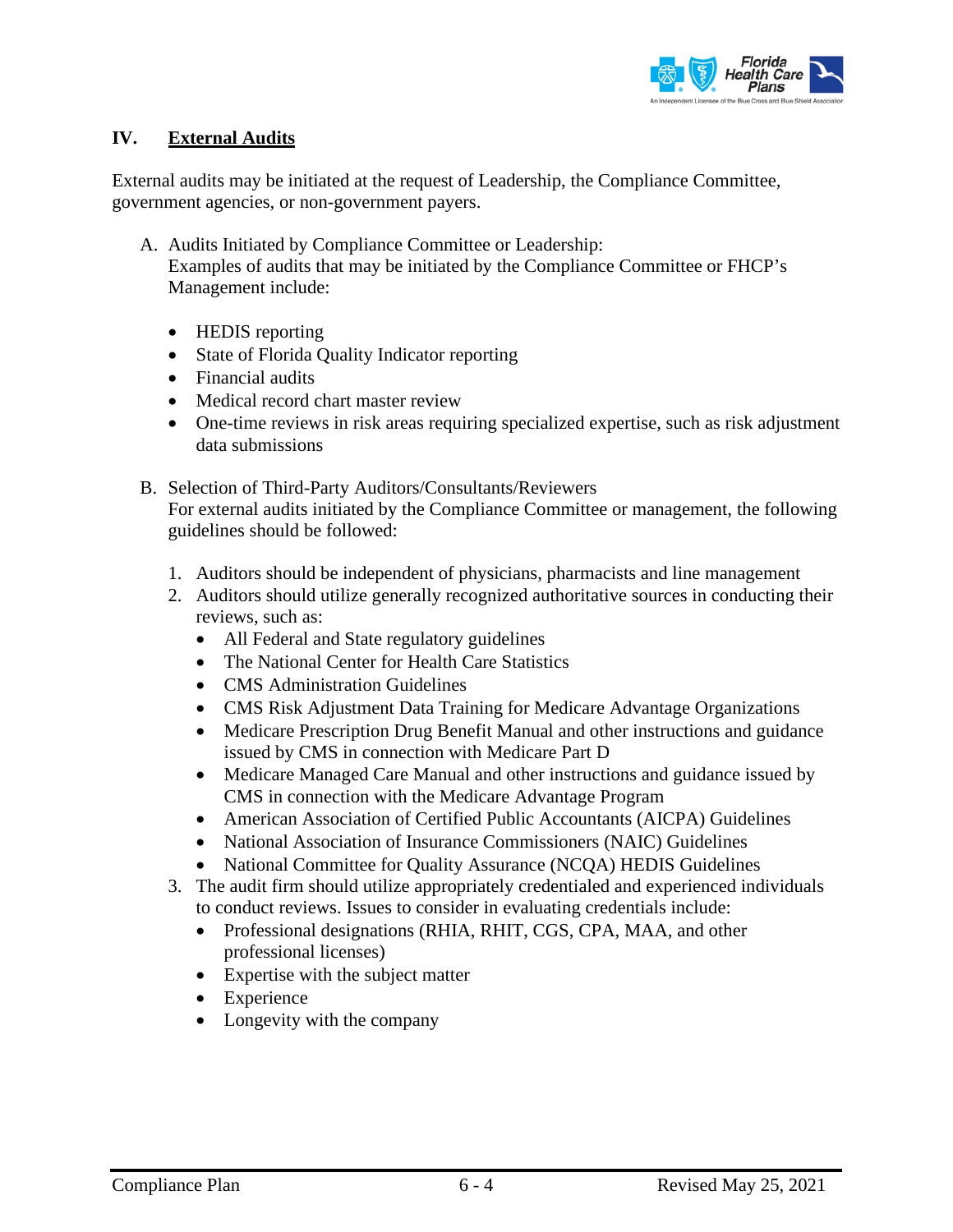## IV. External Audits

External audits may be initiated at the request of Leadership, the Compliance Committee, government agencies, or non-government payers.

A. Audits Initiated by Compliance Committee or Leadership:
   Examples of audits that may be initiated by the Compliance Committee or FHCP's Management include:

   - HEDIS reporting
   - State of Florida Quality Indicator reporting
   - Financial audits
   - Medical record chart master review
   - One-time reviews in risk areas requiring specialized expertise, such as risk adjustment data submissions

B. Selection of Third-Party Auditors/Consultants/Reviewers
   For external audits initiated by the Compliance Committee or management, the following guidelines should be followed:

   1. Auditors should be independent of physicians, pharmacists and line management
   2. Auditors should utilize generally recognized authoritative sources in conducting their reviews, such as:
      - All Federal and State regulatory guidelines
      - The National Center for Health Care Statistics
      - CMS Administration Guidelines
      - CMS Risk Adjustment Data Training for Medicare Advantage Organizations
      - Medicare Prescription Drug Benefit Manual and other instructions and guidance issued by CMS in connection with Medicare Part D
      - Medicare Managed Care Manual and other instructions and guidance issued by CMS in connection with the Medicare Advantage Program
      - American Association of Certified Public Accountants (AICPA) Guidelines
      - National Association of Insurance Commissioners (NAIC) Guidelines
      - National Committee for Quality Assurance (NCQA) HEDIS Guidelines
   3. The audit firm should utilize appropriately credentialed and experienced individuals to conduct reviews. Issues to consider in evaluating credentials include:
      - Professional designations (RHIA, RHIT, CGS, CPA, MAA, and other professional licenses)
      - Expertise with the subject matter
      - Experience
      - Longevity with the company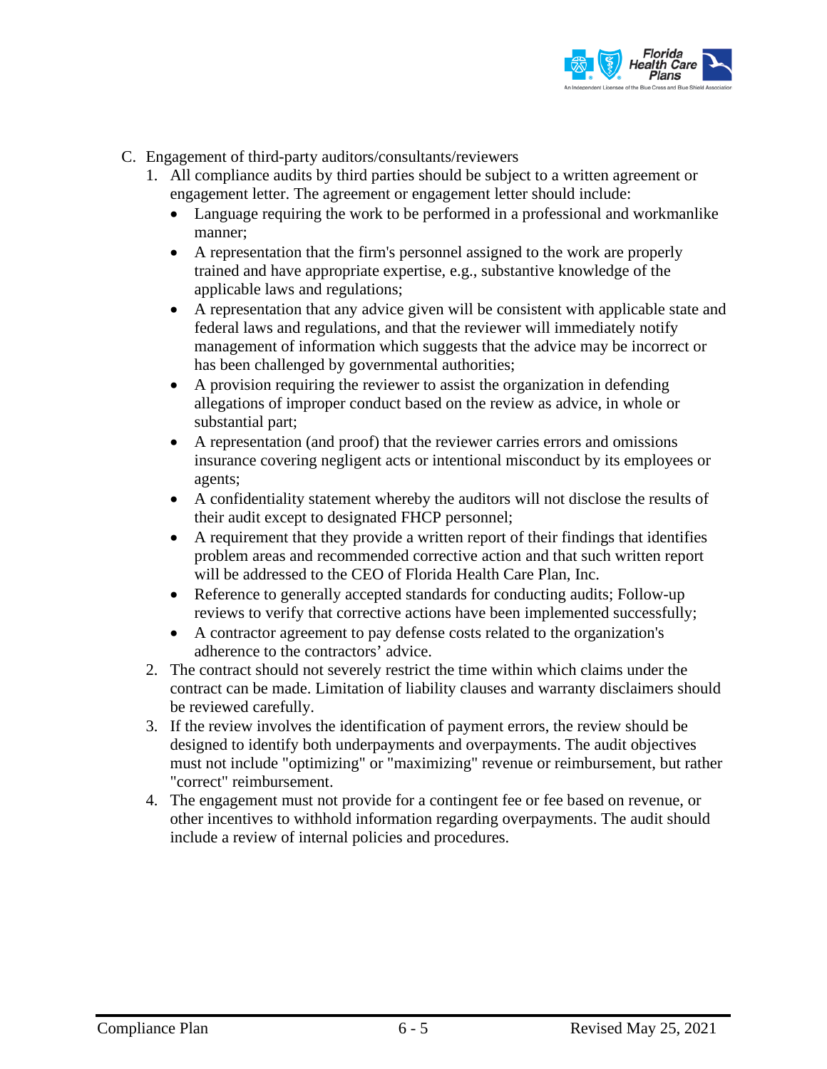C. Engagement of third-party auditors/consultants/reviewers

1. All compliance audits by third parties should be subject to a written agreement or engagement letter. The agreement or engagement letter should include:
   - Language requiring the work to be performed in a professional and workmanlike manner;
   - A representation that the firm's personnel assigned to the work are properly trained and have appropriate expertise, e.g., substantive knowledge of the applicable laws and regulations;
   - A representation that any advice given will be consistent with applicable state and federal laws and regulations, and that the reviewer will immediately notify management of information which suggests that the advice may be incorrect or has been challenged by governmental authorities;
   - A provision requiring the reviewer to assist the organization in defending allegations of improper conduct based on the review as advice, in whole or substantial part;
   - A representation (and proof) that the reviewer carries errors and omissions insurance covering negligent acts or intentional misconduct by its employees or agents;
   - A confidentiality statement whereby the auditors will not disclose the results of their audit except to designated FHCP personnel;
   - A requirement that they provide a written report of their findings that identifies problem areas and recommended corrective action and that such written report will be addressed to the CEO of Florida Health Care Plan, Inc.
   - Reference to generally accepted standards for conducting audits; Follow-up reviews to verify that corrective actions have been implemented successfully;
   - A contractor agreement to pay defense costs related to the organization's adherence to the contractors' advice.
2. The contract should not severely restrict the time within which claims under the contract can be made. Limitation of liability clauses and warranty disclaimers should be reviewed carefully.
3. If the review involves the identification of payment errors, the review should be designed to identify both underpayments and overpayments. The audit objectives must not include "optimizing" or "maximizing" revenue or reimbursement, but rather "correct" reimbursement.
4. The engagement must not provide for a contingent fee or fee based on revenue, or other incentives to withhold information regarding overpayments. The audit should include a review of internal policies and procedures.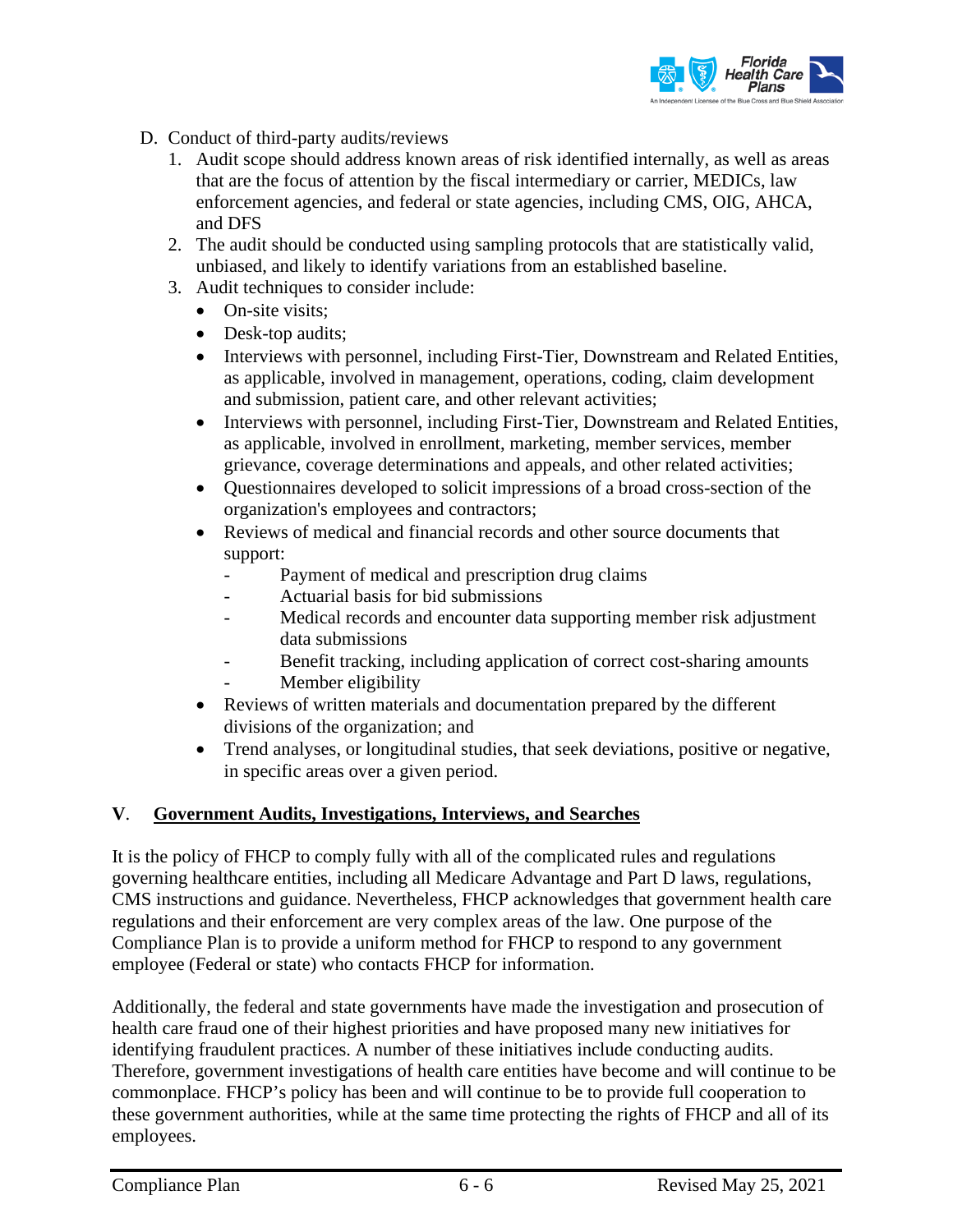D. Conduct of third-party audits/reviews
   1. Audit scope should address known areas of risk identified internally, as well as areas that are the focus of attention by the fiscal intermediary or carrier, MEDICs, law enforcement agencies, and federal or state agencies, including CMS, OIG, AHCA, and DFS
   2. The audit should be conducted using sampling protocols that are statistically valid, unbiased, and likely to identify variations from an established baseline.
   3. Audit techniques to consider include:
      - On-site visits;
      - Desk-top audits;
      - Interviews with personnel, including First-Tier, Downstream and Related Entities, as applicable, involved in management, operations, coding, claim development and submission, patient care, and other relevant activities;
      - Interviews with personnel, including First-Tier, Downstream and Related Entities, as applicable, involved in enrollment, marketing, member services, member grievance, coverage determinations and appeals, and other related activities;
      - Questionnaires developed to solicit impressions of a broad cross-section of the organization's employees and contractors;
      - Reviews of medical and financial records and other source documents that support:
        - Payment of medical and prescription drug claims
        - Actuarial basis for bid submissions
        - Medical records and encounter data supporting member risk adjustment data submissions
        - Benefit tracking, including application of correct cost-sharing amounts
        - Member eligibility
      - Reviews of written materials and documentation prepared by the different divisions of the organization; and
      - Trend analyses, or longitudinal studies, that seek deviations, positive or negative, in specific areas over a given period.

## V. Government Audits, Investigations, Interviews, and Searches

It is the policy of FHCP to comply fully with all of the complicated rules and regulations governing healthcare entities, including all Medicare Advantage and Part D laws, regulations, CMS instructions and guidance. Nevertheless, FHCP acknowledges that government health care regulations and their enforcement are very complex areas of the law. One purpose of the Compliance Plan is to provide a uniform method for FHCP to respond to any government employee (Federal or state) who contacts FHCP for information.

Additionally, the federal and state governments have made the investigation and prosecution of health care fraud one of their highest priorities and have proposed many new initiatives for identifying fraudulent practices. A number of these initiatives include conducting audits. Therefore, government investigations of health care entities have become and will continue to be commonplace. FHCP's policy has been and will continue to be to provide full cooperation to these government authorities, while at the same time protecting the rights of FHCP and all of its employees.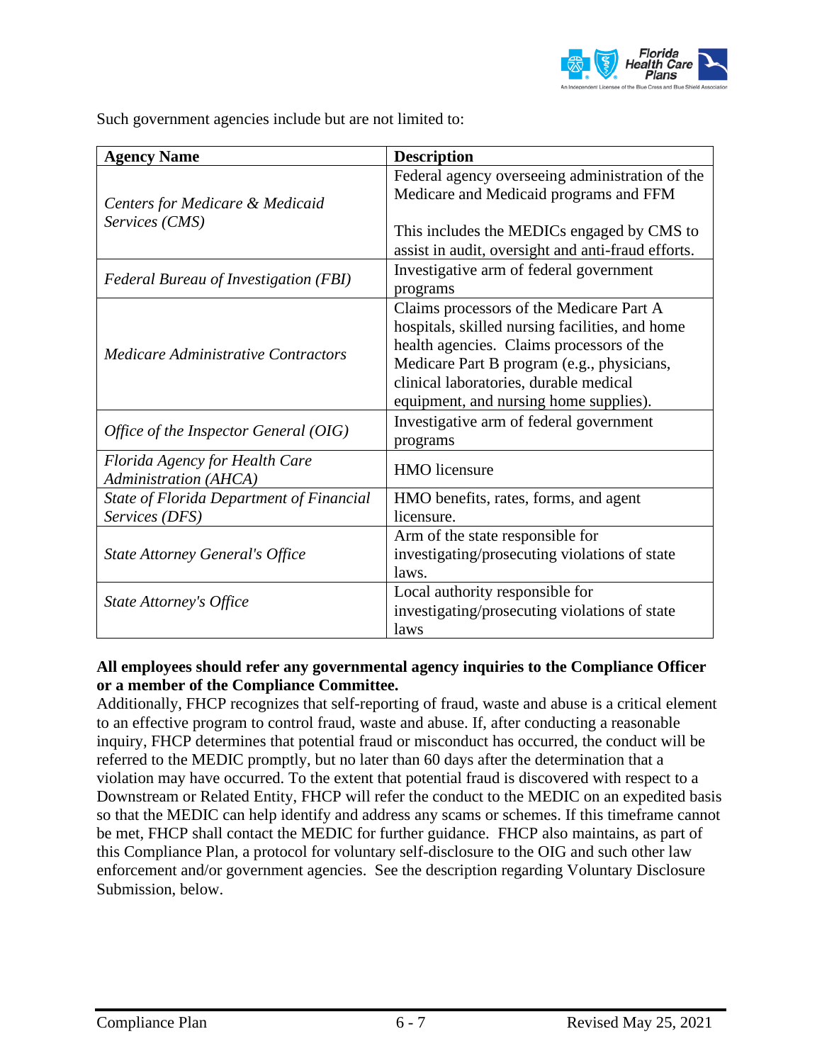Such government agencies include but are not limited to:

| Agency Name | Description |
| --- | --- |
| *Centers for Medicare & Medicaid Services (CMS)* | Federal agency overseeing administration of the Medicare and Medicaid programs and FFM<br><br>This includes the MEDICs engaged by CMS to assist in audit, oversight and anti-fraud efforts. |
| *Federal Bureau of Investigation (FBI)* | Investigative arm of federal government programs |
| *Medicare Administrative Contractors* | Claims processors of the Medicare Part A hospitals, skilled nursing facilities, and home health agencies. Claims processors of the Medicare Part B program (e.g., physicians, clinical laboratories, durable medical equipment, and nursing home supplies). |
| *Office of the Inspector General (OIG)* | Investigative arm of federal government programs |
| *Florida Agency for Health Care Administration (AHCA)* | HMO licensure |
| *State of Florida Department of Financial Services (DFS)* | HMO benefits, rates, forms, and agent licensure. |
| *State Attorney General's Office* | Arm of the state responsible for investigating/prosecuting violations of state laws. |
| *State Attorney's Office* | Local authority responsible for investigating/prosecuting violations of state laws |

**All employees should refer any governmental agency inquiries to the Compliance Officer or a member of the Compliance Committee.**
Additionally, FHCP recognizes that self-reporting of fraud, waste and abuse is a critical element to an effective program to control fraud, waste and abuse. If, after conducting a reasonable inquiry, FHCP determines that potential fraud or misconduct has occurred, the conduct will be referred to the MEDIC promptly, but no later than 60 days after the determination that a violation may have occurred. To the extent that potential fraud is discovered with respect to a Downstream or Related Entity, FHCP will refer the conduct to the MEDIC on an expedited basis so that the MEDIC can help identify and address any scams or schemes. If this timeframe cannot be met, FHCP shall contact the MEDIC for further guidance. FHCP also maintains, as part of this Compliance Plan, a protocol for voluntary self-disclosure to the OIG and such other law enforcement and/or government agencies. See the description regarding Voluntary Disclosure Submission, below.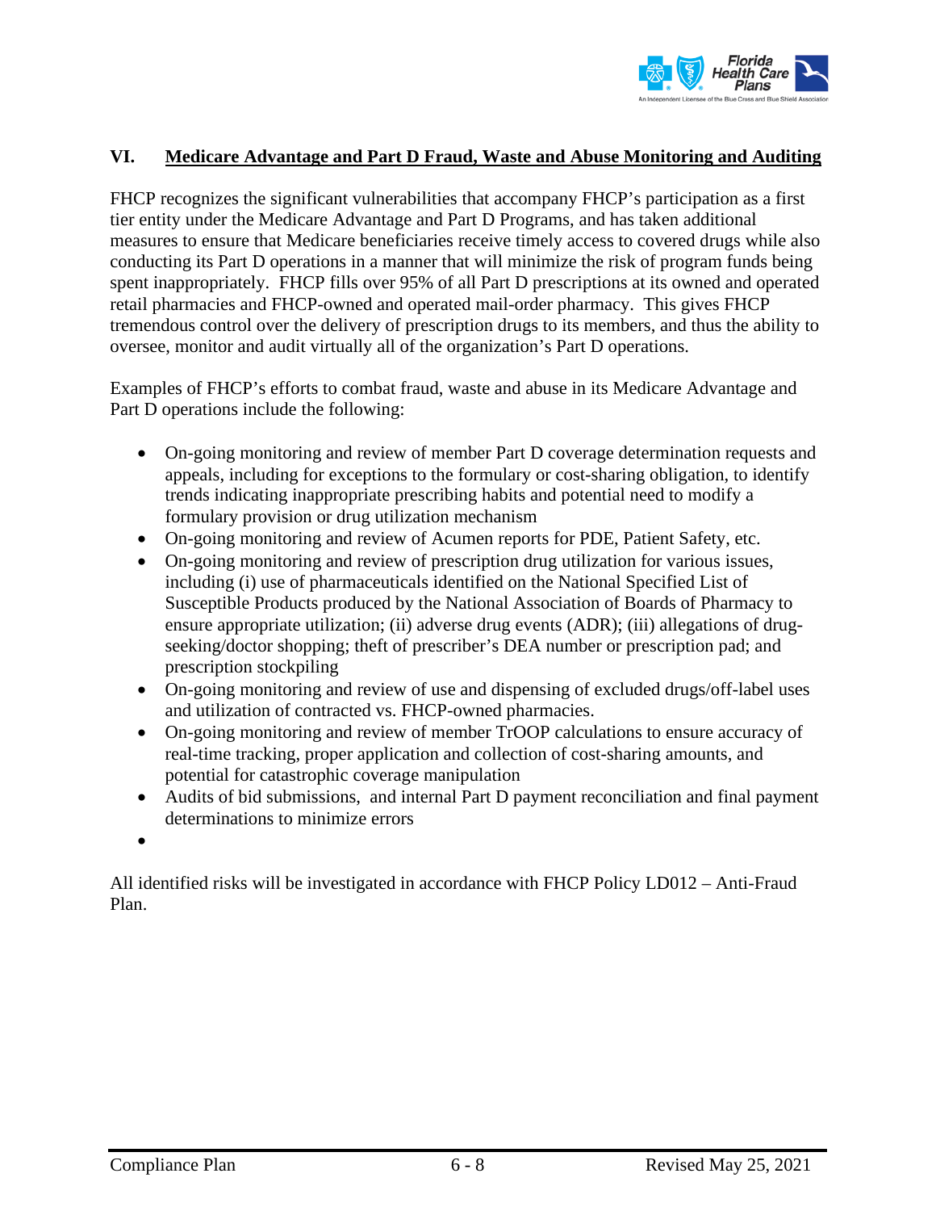## VI. Medicare Advantage and Part D Fraud, Waste and Abuse Monitoring and Auditing

FHCP recognizes the significant vulnerabilities that accompany FHCP's participation as a first tier entity under the Medicare Advantage and Part D Programs, and has taken additional measures to ensure that Medicare beneficiaries receive timely access to covered drugs while also conducting its Part D operations in a manner that will minimize the risk of program funds being spent inappropriately. FHCP fills over 95% of all Part D prescriptions at its owned and operated retail pharmacies and FHCP-owned and operated mail-order pharmacy. This gives FHCP tremendous control over the delivery of prescription drugs to its members, and thus the ability to oversee, monitor and audit virtually all of the organization's Part D operations.

Examples of FHCP's efforts to combat fraud, waste and abuse in its Medicare Advantage and Part D operations include the following:

- On-going monitoring and review of member Part D coverage determination requests and appeals, including for exceptions to the formulary or cost-sharing obligation, to identify trends indicating inappropriate prescribing habits and potential need to modify a formulary provision or drug utilization mechanism
- On-going monitoring and review of Acumen reports for PDE, Patient Safety, etc.
- On-going monitoring and review of prescription drug utilization for various issues, including (i) use of pharmaceuticals identified on the National Specified List of Susceptible Products produced by the National Association of Boards of Pharmacy to ensure appropriate utilization; (ii) adverse drug events (ADR); (iii) allegations of drug-seeking/doctor shopping; theft of prescriber's DEA number or prescription pad; and prescription stockpiling
- On-going monitoring and review of use and dispensing of excluded drugs/off-label uses and utilization of contracted vs. FHCP-owned pharmacies.
- On-going monitoring and review of member TrOOP calculations to ensure accuracy of real-time tracking, proper application and collection of cost-sharing amounts, and potential for catastrophic coverage manipulation
- Audits of bid submissions, and internal Part D payment reconciliation and final payment determinations to minimize errors
- 

All identified risks will be investigated in accordance with FHCP Policy LD012 – Anti-Fraud Plan.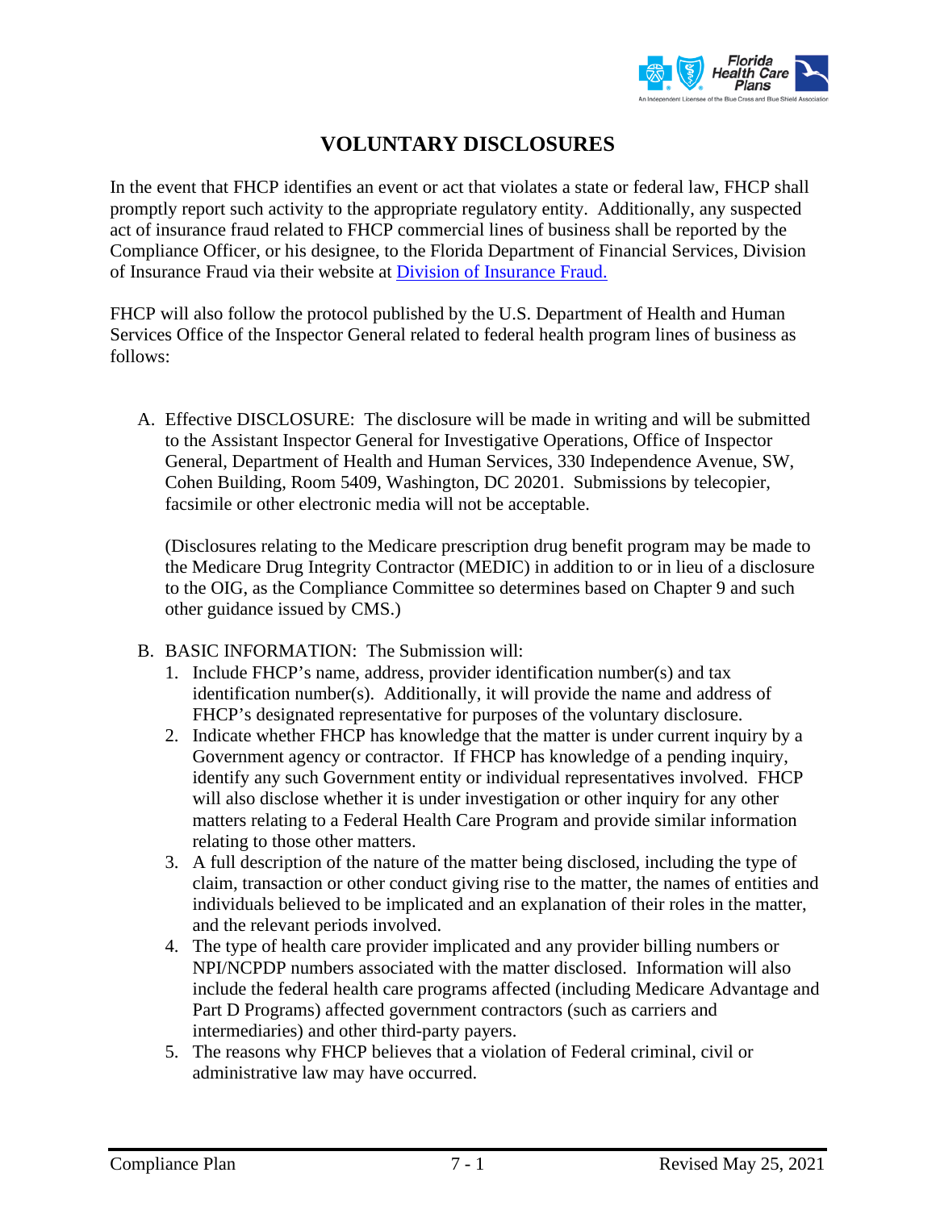# VOLUNTARY DISCLOSURES

In the event that FHCP identifies an event or act that violates a state or federal law, FHCP shall promptly report such activity to the appropriate regulatory entity. Additionally, any suspected act of insurance fraud related to FHCP commercial lines of business shall be reported by the Compliance Officer, or his designee, to the Florida Department of Financial Services, Division of Insurance Fraud via their website at Division of Insurance Fraud.

FHCP will also follow the protocol published by the U.S. Department of Health and Human Services Office of the Inspector General related to federal health program lines of business as follows:

A. Effective DISCLOSURE: The disclosure will be made in writing and will be submitted to the Assistant Inspector General for Investigative Operations, Office of Inspector General, Department of Health and Human Services, 330 Independence Avenue, SW, Cohen Building, Room 5409, Washington, DC 20201. Submissions by telecopier, facsimile or other electronic media will not be acceptable.

   (Disclosures relating to the Medicare prescription drug benefit program may be made to the Medicare Drug Integrity Contractor (MEDIC) in addition to or in lieu of a disclosure to the OIG, as the Compliance Committee so determines based on Chapter 9 and such other guidance issued by CMS.)

B. BASIC INFORMATION: The Submission will:
   1. Include FHCP's name, address, provider identification number(s) and tax identification number(s). Additionally, it will provide the name and address of FHCP's designated representative for purposes of the voluntary disclosure.
   2. Indicate whether FHCP has knowledge that the matter is under current inquiry by a Government agency or contractor. If FHCP has knowledge of a pending inquiry, identify any such Government entity or individual representatives involved. FHCP will also disclose whether it is under investigation or other inquiry for any other matters relating to a Federal Health Care Program and provide similar information relating to those other matters.
   3. A full description of the nature of the matter being disclosed, including the type of claim, transaction or other conduct giving rise to the matter, the names of entities and individuals believed to be implicated and an explanation of their roles in the matter, and the relevant periods involved.
   4. The type of health care provider implicated and any provider billing numbers or NPI/NCPDP numbers associated with the matter disclosed. Information will also include the federal health care programs affected (including Medicare Advantage and Part D Programs) affected government contractors (such as carriers and intermediaries) and other third-party payers.
   5. The reasons why FHCP believes that a violation of Federal criminal, civil or administrative law may have occurred.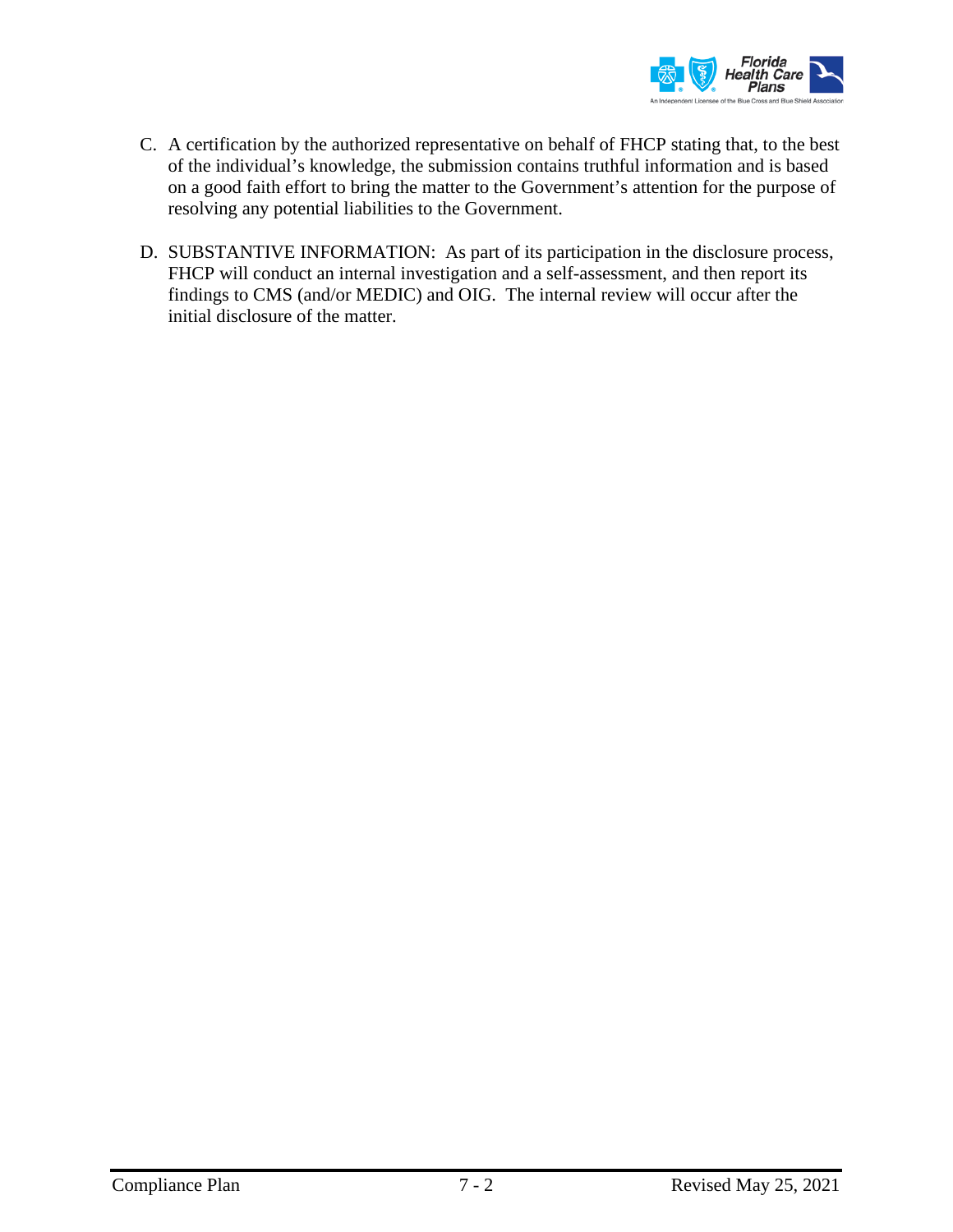C. A certification by the authorized representative on behalf of FHCP stating that, to the best of the individual's knowledge, the submission contains truthful information and is based on a good faith effort to bring the matter to the Government's attention for the purpose of resolving any potential liabilities to the Government.

D. SUBSTANTIVE INFORMATION: As part of its participation in the disclosure process, FHCP will conduct an internal investigation and a self-assessment, and then report its findings to CMS (and/or MEDIC) and OIG. The internal review will occur after the initial disclosure of the matter.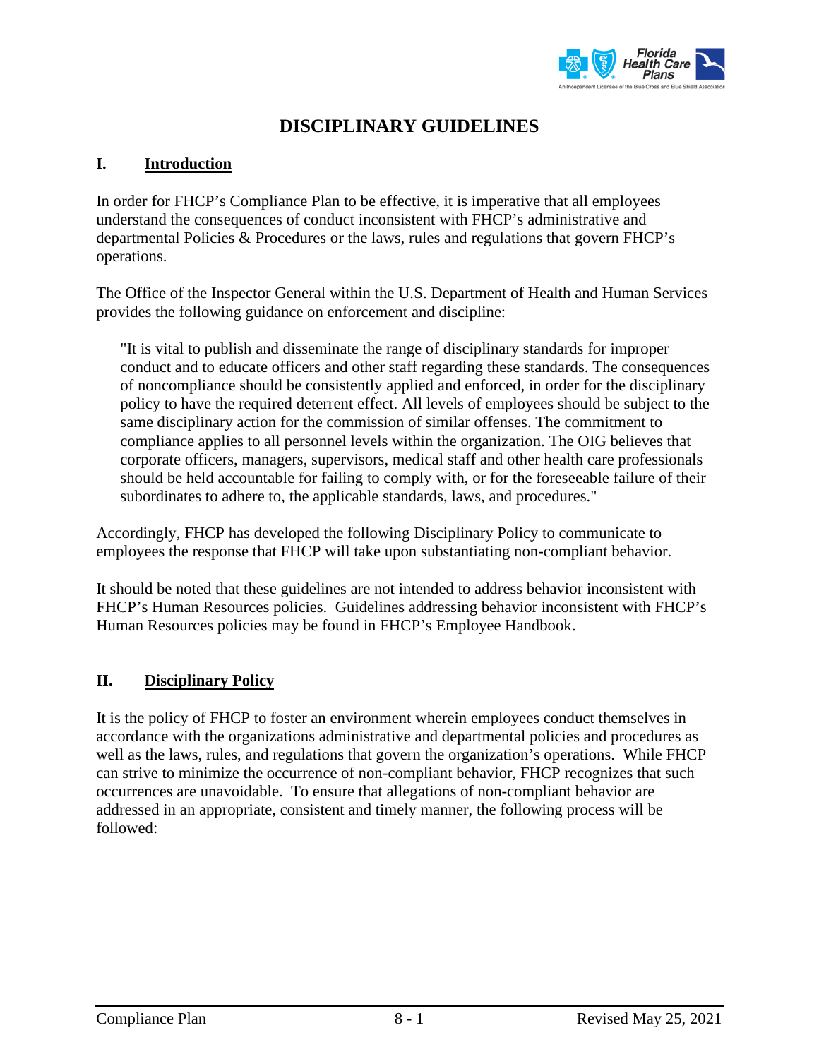# DISCIPLINARY GUIDELINES

## I. Introduction

In order for FHCP's Compliance Plan to be effective, it is imperative that all employees understand the consequences of conduct inconsistent with FHCP's administrative and departmental Policies & Procedures or the laws, rules and regulations that govern FHCP's operations.

The Office of the Inspector General within the U.S. Department of Health and Human Services provides the following guidance on enforcement and discipline:

> "It is vital to publish and disseminate the range of disciplinary standards for improper conduct and to educate officers and other staff regarding these standards. The consequences of noncompliance should be consistently applied and enforced, in order for the disciplinary policy to have the required deterrent effect. All levels of employees should be subject to the same disciplinary action for the commission of similar offenses. The commitment to compliance applies to all personnel levels within the organization. The OIG believes that corporate officers, managers, supervisors, medical staff and other health care professionals should be held accountable for failing to comply with, or for the foreseeable failure of their subordinates to adhere to, the applicable standards, laws, and procedures."

Accordingly, FHCP has developed the following Disciplinary Policy to communicate to employees the response that FHCP will take upon substantiating non-compliant behavior.

It should be noted that these guidelines are not intended to address behavior inconsistent with FHCP's Human Resources policies. Guidelines addressing behavior inconsistent with FHCP's Human Resources policies may be found in FHCP's Employee Handbook.

## II. Disciplinary Policy

It is the policy of FHCP to foster an environment wherein employees conduct themselves in accordance with the organizations administrative and departmental policies and procedures as well as the laws, rules, and regulations that govern the organization's operations. While FHCP can strive to minimize the occurrence of non-compliant behavior, FHCP recognizes that such occurrences are unavoidable. To ensure that allegations of non-compliant behavior are addressed in an appropriate, consistent and timely manner, the following process will be followed: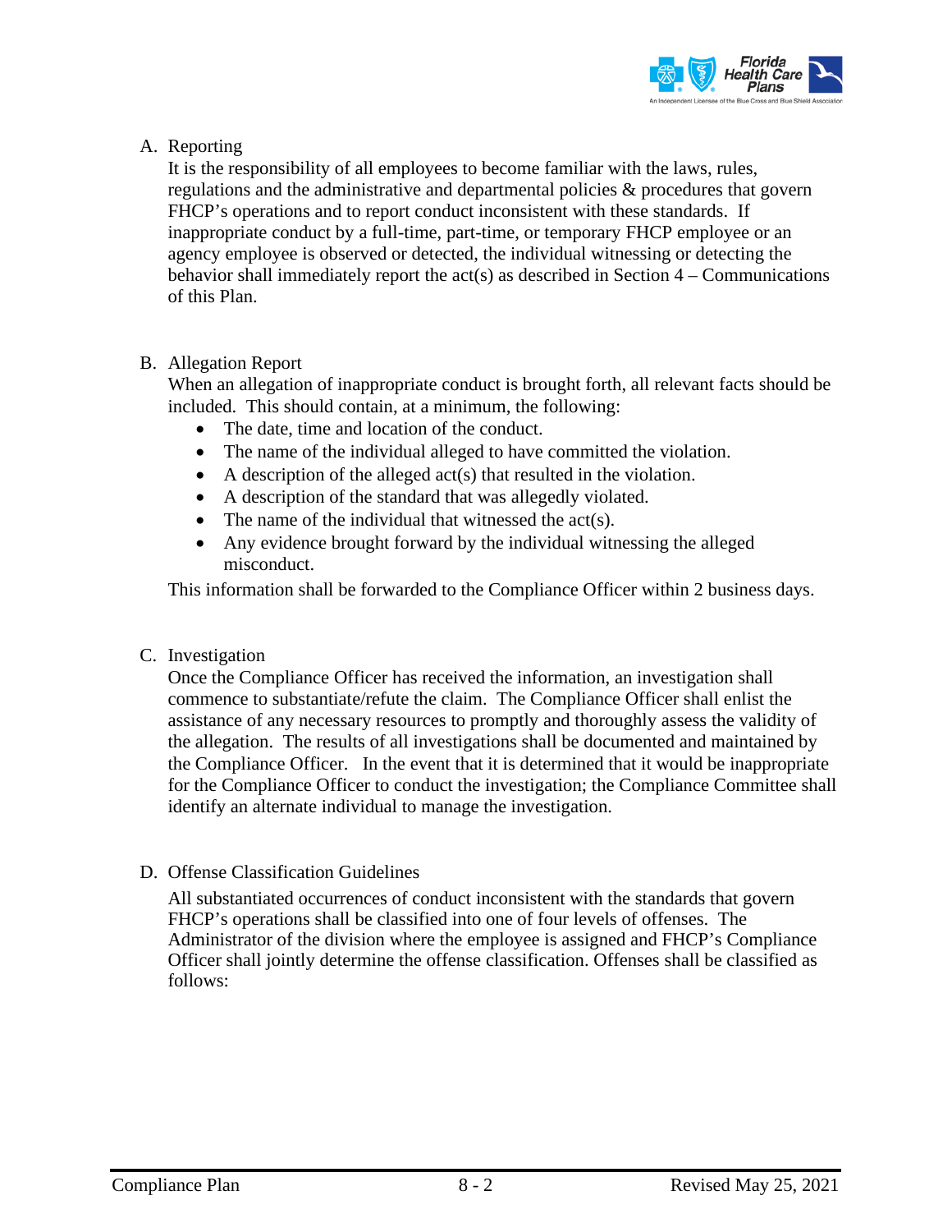A. Reporting

It is the responsibility of all employees to become familiar with the laws, rules, regulations and the administrative and departmental policies & procedures that govern FHCP's operations and to report conduct inconsistent with these standards. If inappropriate conduct by a full-time, part-time, or temporary FHCP employee or an agency employee is observed or detected, the individual witnessing or detecting the behavior shall immediately report the act(s) as described in Section 4 – Communications of this Plan.

B. Allegation Report

When an allegation of inappropriate conduct is brought forth, all relevant facts should be included. This should contain, at a minimum, the following:

- The date, time and location of the conduct.
- The name of the individual alleged to have committed the violation.
- A description of the alleged act(s) that resulted in the violation.
- A description of the standard that was allegedly violated.
- The name of the individual that witnessed the act(s).
- Any evidence brought forward by the individual witnessing the alleged misconduct.

This information shall be forwarded to the Compliance Officer within 2 business days.

C. Investigation

Once the Compliance Officer has received the information, an investigation shall commence to substantiate/refute the claim. The Compliance Officer shall enlist the assistance of any necessary resources to promptly and thoroughly assess the validity of the allegation. The results of all investigations shall be documented and maintained by the Compliance Officer. In the event that it is determined that it would be inappropriate for the Compliance Officer to conduct the investigation; the Compliance Committee shall identify an alternate individual to manage the investigation.

D. Offense Classification Guidelines

All substantiated occurrences of conduct inconsistent with the standards that govern FHCP's operations shall be classified into one of four levels of offenses. The Administrator of the division where the employee is assigned and FHCP's Compliance Officer shall jointly determine the offense classification. Offenses shall be classified as follows: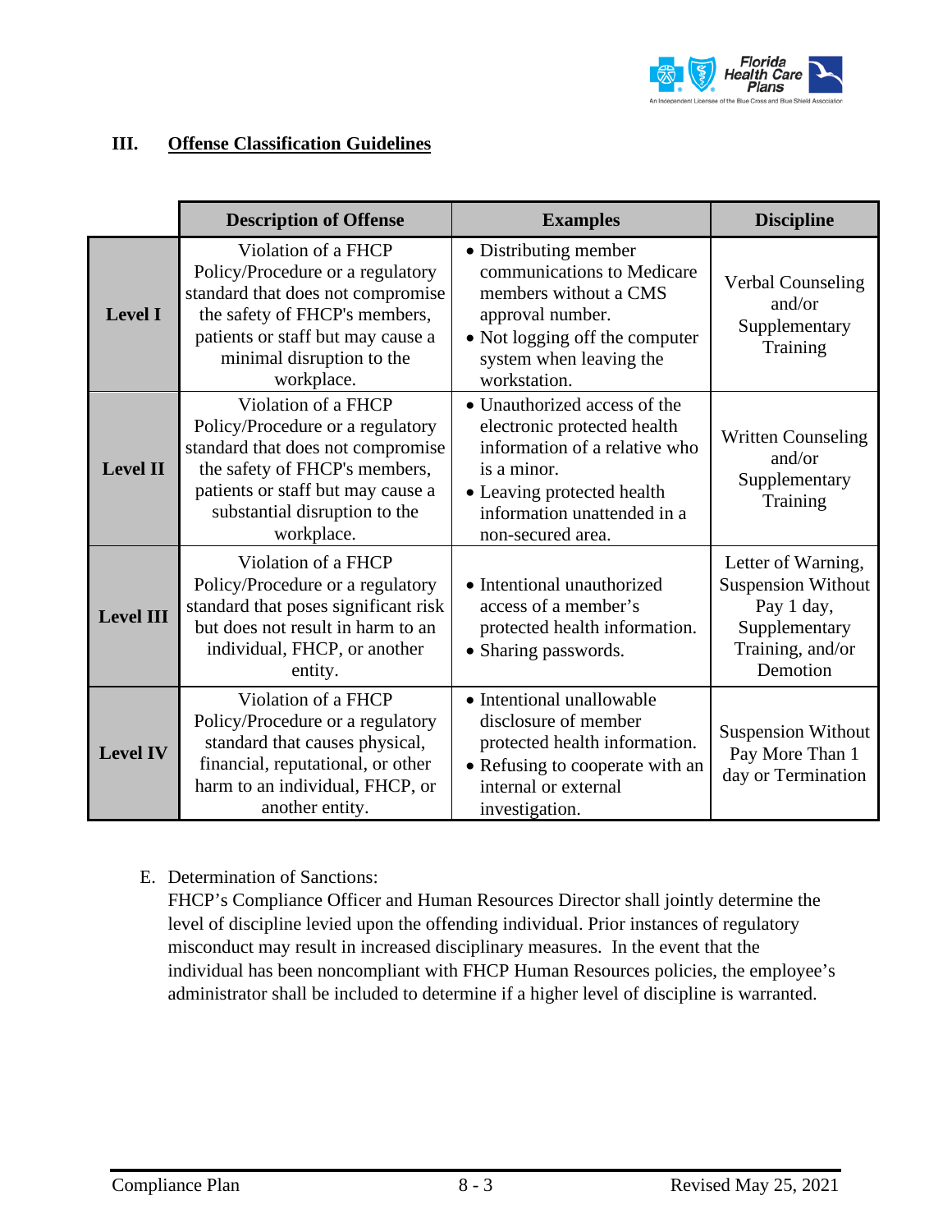## III. Offense Classification Guidelines

| | Description of Offense | Examples | Discipline |
|---|---|---|---|
| **Level I** | Violation of a FHCP Policy/Procedure or a regulatory standard that does not compromise the safety of FHCP's members, patients or staff but may cause a minimal disruption to the workplace. | • Distributing member communications to Medicare members without a CMS approval number.<br>• Not logging off the computer system when leaving the workstation. | Verbal Counseling and/or Supplementary Training |
| **Level II** | Violation of a FHCP Policy/Procedure or a regulatory standard that does not compromise the safety of FHCP's members, patients or staff but may cause a substantial disruption to the workplace. | • Unauthorized access of the electronic protected health information of a relative who is a minor.<br>• Leaving protected health information unattended in a non-secured area. | Written Counseling and/or Supplementary Training |
| **Level III** | Violation of a FHCP Policy/Procedure or a regulatory standard that poses significant risk but does not result in harm to an individual, FHCP, or another entity. | • Intentional unauthorized access of a member's protected health information.<br>• Sharing passwords. | Letter of Warning, Suspension Without Pay 1 day, Supplementary Training, and/or Demotion |
| **Level IV** | Violation of a FHCP Policy/Procedure or a regulatory standard that causes physical, financial, reputational, or other harm to an individual, FHCP, or another entity. | • Intentional unallowable disclosure of member protected health information.<br>• Refusing to cooperate with an internal or external investigation. | Suspension Without Pay More Than 1 day or Termination |

E. Determination of Sanctions:
FHCP's Compliance Officer and Human Resources Director shall jointly determine the level of discipline levied upon the offending individual. Prior instances of regulatory misconduct may result in increased disciplinary measures. In the event that the individual has been noncompliant with FHCP Human Resources policies, the employee's administrator shall be included to determine if a higher level of discipline is warranted.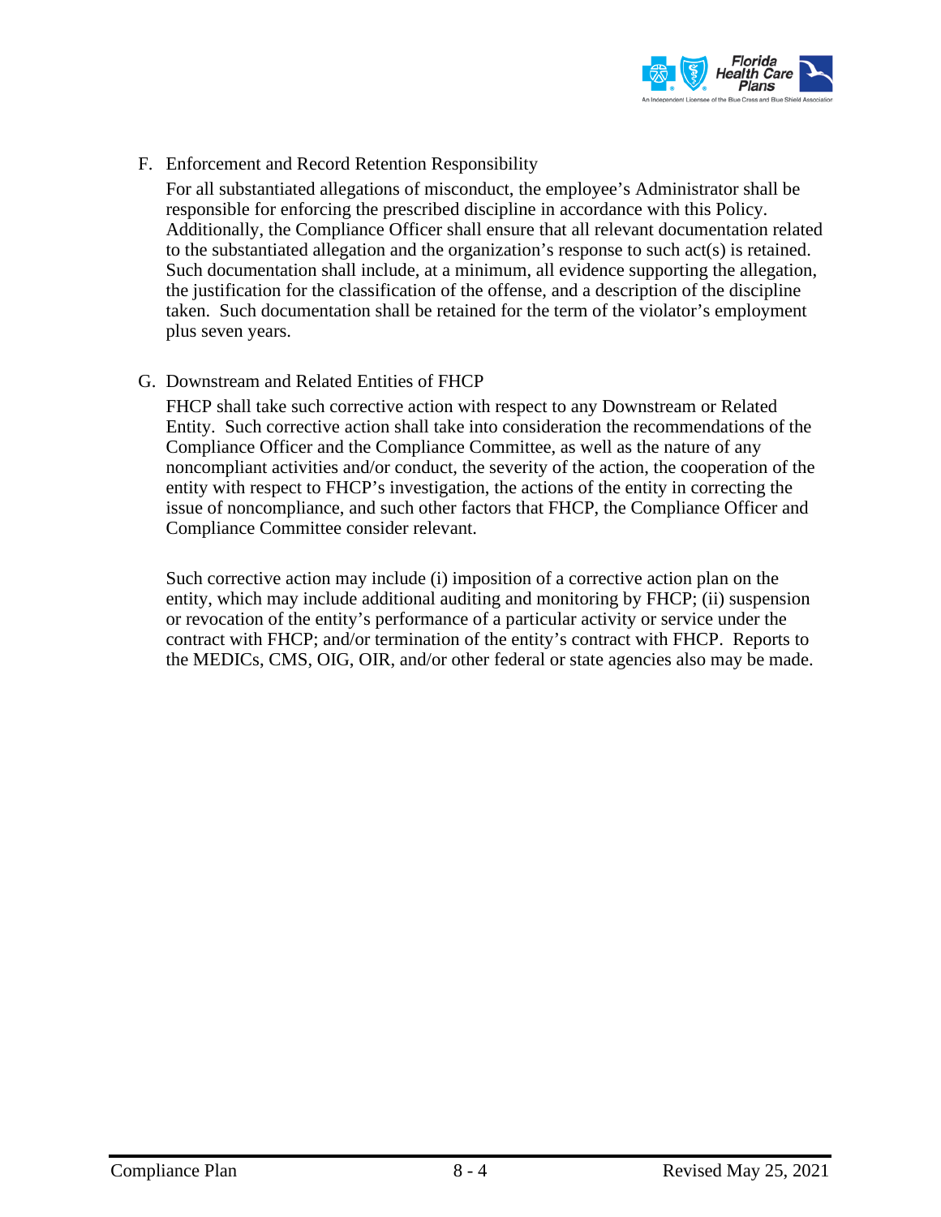F. Enforcement and Record Retention Responsibility

For all substantiated allegations of misconduct, the employee's Administrator shall be responsible for enforcing the prescribed discipline in accordance with this Policy. Additionally, the Compliance Officer shall ensure that all relevant documentation related to the substantiated allegation and the organization's response to such act(s) is retained. Such documentation shall include, at a minimum, all evidence supporting the allegation, the justification for the classification of the offense, and a description of the discipline taken. Such documentation shall be retained for the term of the violator's employment plus seven years.

G. Downstream and Related Entities of FHCP

FHCP shall take such corrective action with respect to any Downstream or Related Entity. Such corrective action shall take into consideration the recommendations of the Compliance Officer and the Compliance Committee, as well as the nature of any noncompliant activities and/or conduct, the severity of the action, the cooperation of the entity with respect to FHCP's investigation, the actions of the entity in correcting the issue of noncompliance, and such other factors that FHCP, the Compliance Officer and Compliance Committee consider relevant.

Such corrective action may include (i) imposition of a corrective action plan on the entity, which may include additional auditing and monitoring by FHCP; (ii) suspension or revocation of the entity's performance of a particular activity or service under the contract with FHCP; and/or termination of the entity's contract with FHCP. Reports to the MEDICs, CMS, OIG, OIR, and/or other federal or state agencies also may be made.